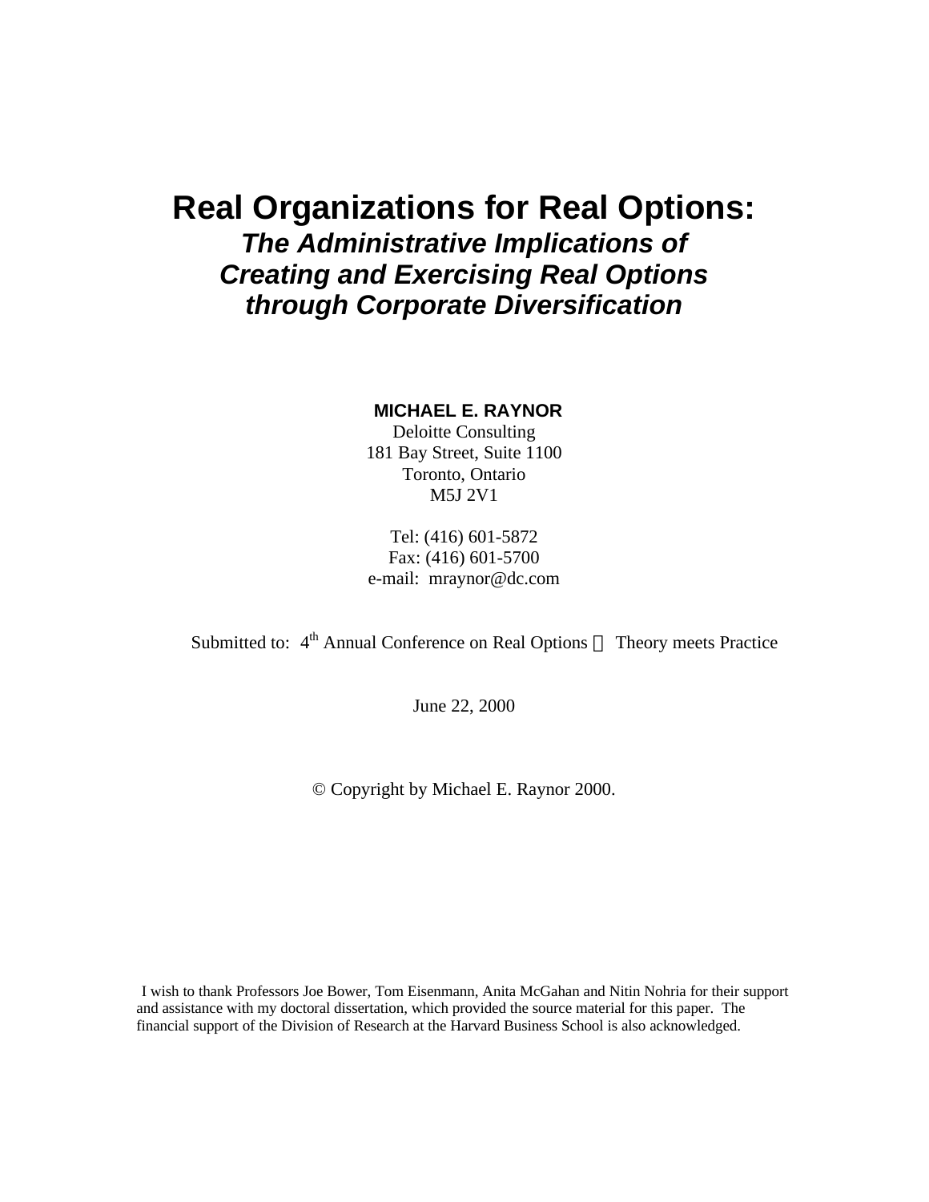# Real Organizations for Real Options:

## *The Administrative Implications of Creating and Exercising Real Options through Corporate Diversification*

**MICHAEL E. RAYNOR**
Deloitte Consulting
181 Bay Street, Suite 1100
Toronto, Ontario
M5J 2V1

Tel: (416) 601-5872
Fax: (416) 601-5700
e-mail: mraynor@dc.com

Submitted to: 4th Annual Conference on Real Options — Theory meets Practice

June 22, 2000

© Copyright by Michael E. Raynor 2000.

I wish to thank Professors Joe Bower, Tom Eisenmann, Anita McGahan and Nitin Nohria for their support and assistance with my doctoral dissertation, which provided the source material for this paper. The financial support of the Division of Research at the Harvard Business School is also acknowledged.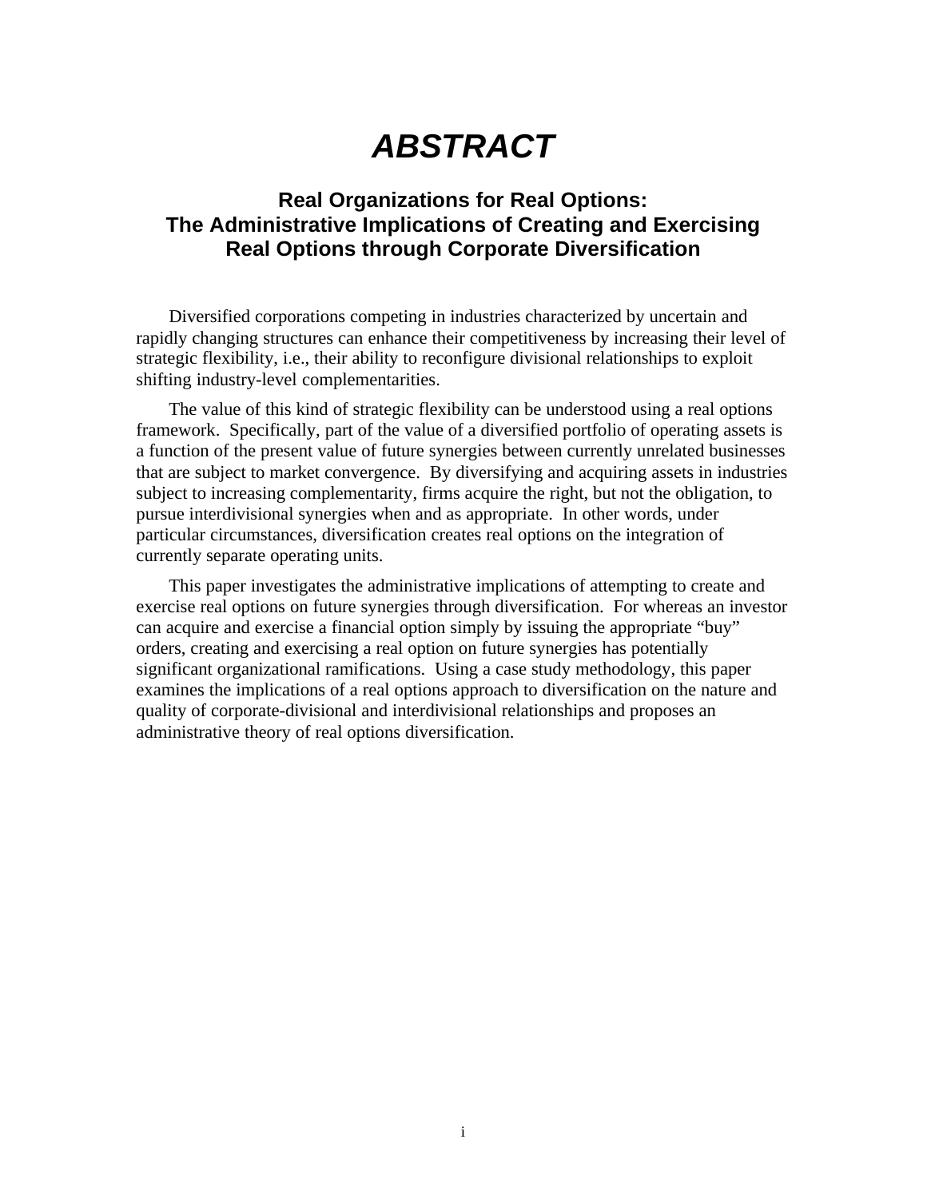# ABSTRACT

## Real Organizations for Real Options: The Administrative Implications of Creating and Exercising Real Options through Corporate Diversification

Diversified corporations competing in industries characterized by uncertain and rapidly changing structures can enhance their competitiveness by increasing their level of strategic flexibility, i.e., their ability to reconfigure divisional relationships to exploit shifting industry-level complementarities.

The value of this kind of strategic flexibility can be understood using a real options framework. Specifically, part of the value of a diversified portfolio of operating assets is a function of the present value of future synergies between currently unrelated businesses that are subject to market convergence. By diversifying and acquiring assets in industries subject to increasing complementarity, firms acquire the right, but not the obligation, to pursue interdivisional synergies when and as appropriate. In other words, under particular circumstances, diversification creates real options on the integration of currently separate operating units.

This paper investigates the administrative implications of attempting to create and exercise real options on future synergies through diversification. For whereas an investor can acquire and exercise a financial option simply by issuing the appropriate "buy" orders, creating and exercising a real option on future synergies has potentially significant organizational ramifications. Using a case study methodology, this paper examines the implications of a real options approach to diversification on the nature and quality of corporate-divisional and interdivisional relationships and proposes an administrative theory of real options diversification.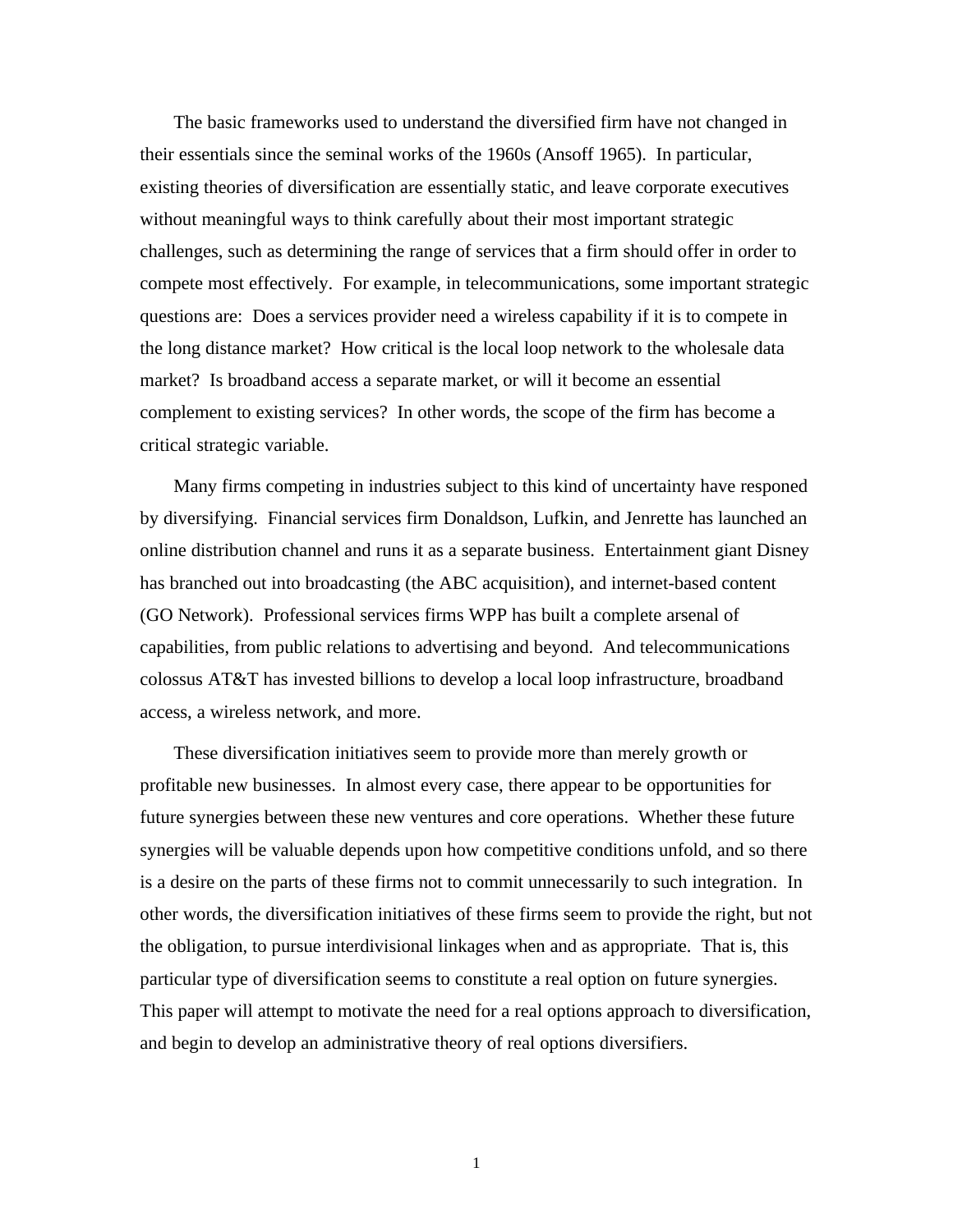The basic frameworks used to understand the diversified firm have not changed in their essentials since the seminal works of the 1960s (Ansoff 1965). In particular, existing theories of diversification are essentially static, and leave corporate executives without meaningful ways to think carefully about their most important strategic challenges, such as determining the range of services that a firm should offer in order to compete most effectively. For example, in telecommunications, some important strategic questions are: Does a services provider need a wireless capability if it is to compete in the long distance market? How critical is the local loop network to the wholesale data market? Is broadband access a separate market, or will it become an essential complement to existing services? In other words, the scope of the firm has become a critical strategic variable.

Many firms competing in industries subject to this kind of uncertainty have responed by diversifying. Financial services firm Donaldson, Lufkin, and Jenrette has launched an online distribution channel and runs it as a separate business. Entertainment giant Disney has branched out into broadcasting (the ABC acquisition), and internet-based content (GO Network). Professional services firms WPP has built a complete arsenal of capabilities, from public relations to advertising and beyond. And telecommunications colossus AT&T has invested billions to develop a local loop infrastructure, broadband access, a wireless network, and more.

These diversification initiatives seem to provide more than merely growth or profitable new businesses. In almost every case, there appear to be opportunities for future synergies between these new ventures and core operations. Whether these future synergies will be valuable depends upon how competitive conditions unfold, and so there is a desire on the parts of these firms not to commit unnecessarily to such integration. In other words, the diversification initiatives of these firms seem to provide the right, but not the obligation, to pursue interdivisional linkages when and as appropriate. That is, this particular type of diversification seems to constitute a real option on future synergies. This paper will attempt to motivate the need for a real options approach to diversification, and begin to develop an administrative theory of real options diversifiers.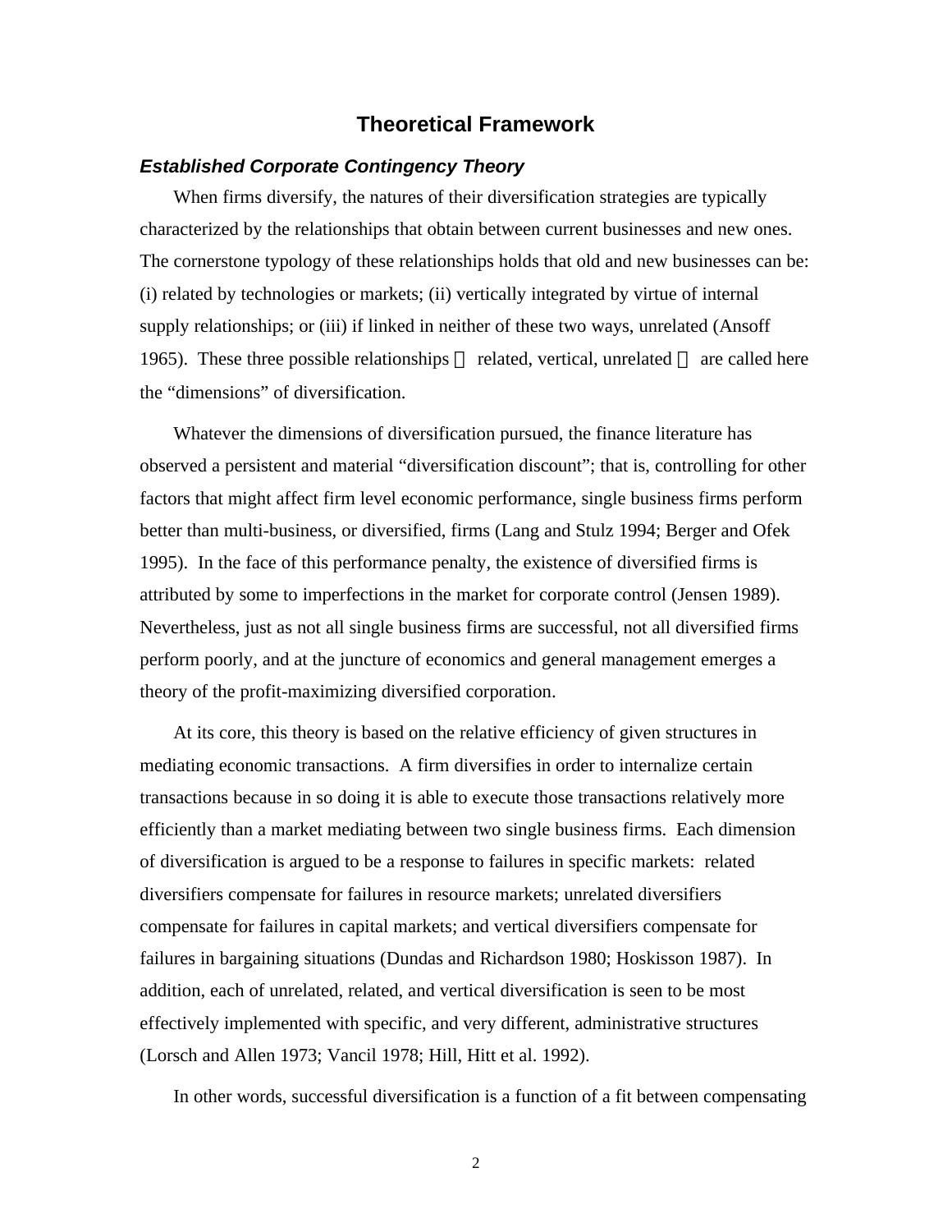## Theoretical Framework

### *Established Corporate Contingency Theory*

When firms diversify, the natures of their diversification strategies are typically characterized by the relationships that obtain between current businesses and new ones. The cornerstone typology of these relationships holds that old and new businesses can be: (i) related by technologies or markets; (ii) vertically integrated by virtue of internal supply relationships; or (iii) if linked in neither of these two ways, unrelated (Ansoff 1965). These three possible relationships — related, vertical, unrelated — are called here the "dimensions" of diversification.

Whatever the dimensions of diversification pursued, the finance literature has observed a persistent and material "diversification discount"; that is, controlling for other factors that might affect firm level economic performance, single business firms perform better than multi-business, or diversified, firms (Lang and Stulz 1994; Berger and Ofek 1995). In the face of this performance penalty, the existence of diversified firms is attributed by some to imperfections in the market for corporate control (Jensen 1989). Nevertheless, just as not all single business firms are successful, not all diversified firms perform poorly, and at the juncture of economics and general management emerges a theory of the profit-maximizing diversified corporation.

At its core, this theory is based on the relative efficiency of given structures in mediating economic transactions. A firm diversifies in order to internalize certain transactions because in so doing it is able to execute those transactions relatively more efficiently than a market mediating between two single business firms. Each dimension of diversification is argued to be a response to failures in specific markets: related diversifiers compensate for failures in resource markets; unrelated diversifiers compensate for failures in capital markets; and vertical diversifiers compensate for failures in bargaining situations (Dundas and Richardson 1980; Hoskisson 1987). In addition, each of unrelated, related, and vertical diversification is seen to be most effectively implemented with specific, and very different, administrative structures (Lorsch and Allen 1973; Vancil 1978; Hill, Hitt et al. 1992).

In other words, successful diversification is a function of a fit between compensating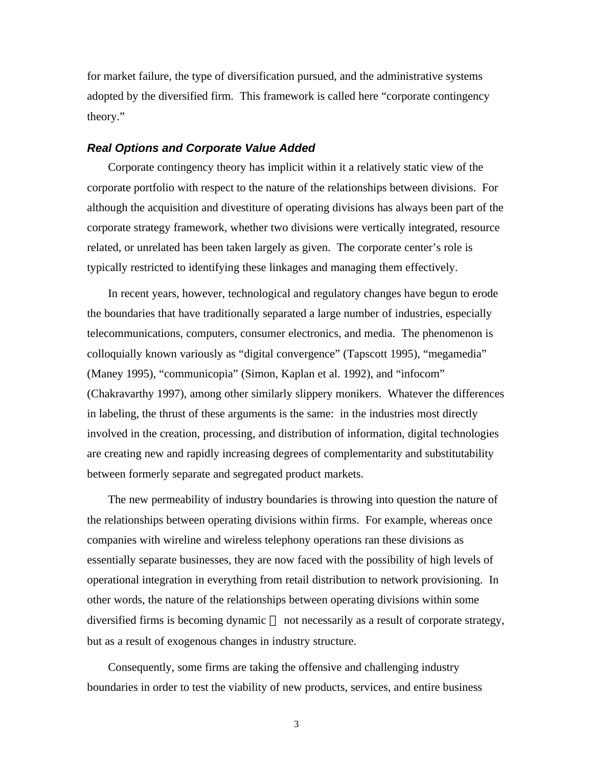for market failure, the type of diversification pursued, and the administrative systems adopted by the diversified firm. This framework is called here "corporate contingency theory."

### *Real Options and Corporate Value Added*

Corporate contingency theory has implicit within it a relatively static view of the corporate portfolio with respect to the nature of the relationships between divisions. For although the acquisition and divestiture of operating divisions has always been part of the corporate strategy framework, whether two divisions were vertically integrated, resource related, or unrelated has been taken largely as given. The corporate center's role is typically restricted to identifying these linkages and managing them effectively.

In recent years, however, technological and regulatory changes have begun to erode the boundaries that have traditionally separated a large number of industries, especially telecommunications, computers, consumer electronics, and media. The phenomenon is colloquially known variously as "digital convergence" (Tapscott 1995), "megamedia" (Maney 1995), "communicopia" (Simon, Kaplan et al. 1992), and "infocom" (Chakravarthy 1997), among other similarly slippery monikers. Whatever the differences in labeling, the thrust of these arguments is the same: in the industries most directly involved in the creation, processing, and distribution of information, digital technologies are creating new and rapidly increasing degrees of complementarity and substitutability between formerly separate and segregated product markets.

The new permeability of industry boundaries is throwing into question the nature of the relationships between operating divisions within firms. For example, whereas once companies with wireline and wireless telephony operations ran these divisions as essentially separate businesses, they are now faced with the possibility of high levels of operational integration in everything from retail distribution to network provisioning. In other words, the nature of the relationships between operating divisions within some diversified firms is becoming dynamic — not necessarily as a result of corporate strategy, but as a result of exogenous changes in industry structure.

Consequently, some firms are taking the offensive and challenging industry boundaries in order to test the viability of new products, services, and entire business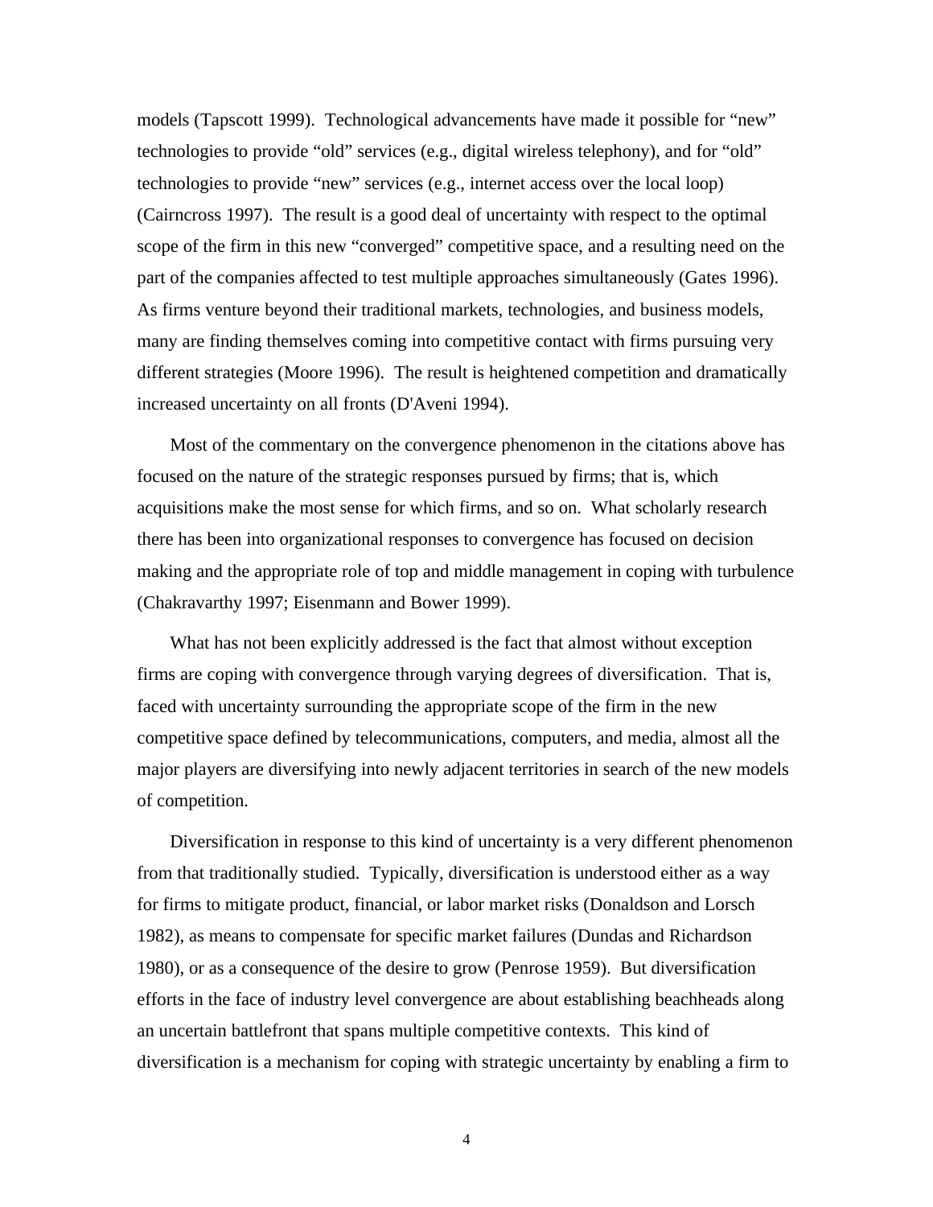models (Tapscott 1999). Technological advancements have made it possible for "new" technologies to provide "old" services (e.g., digital wireless telephony), and for "old" technologies to provide "new" services (e.g., internet access over the local loop) (Cairncross 1997). The result is a good deal of uncertainty with respect to the optimal scope of the firm in this new "converged" competitive space, and a resulting need on the part of the companies affected to test multiple approaches simultaneously (Gates 1996). As firms venture beyond their traditional markets, technologies, and business models, many are finding themselves coming into competitive contact with firms pursuing very different strategies (Moore 1996). The result is heightened competition and dramatically increased uncertainty on all fronts (D'Aveni 1994).

Most of the commentary on the convergence phenomenon in the citations above has focused on the nature of the strategic responses pursued by firms; that is, which acquisitions make the most sense for which firms, and so on. What scholarly research there has been into organizational responses to convergence has focused on decision making and the appropriate role of top and middle management in coping with turbulence (Chakravarthy 1997; Eisenmann and Bower 1999).

What has not been explicitly addressed is the fact that almost without exception firms are coping with convergence through varying degrees of diversification. That is, faced with uncertainty surrounding the appropriate scope of the firm in the new competitive space defined by telecommunications, computers, and media, almost all the major players are diversifying into newly adjacent territories in search of the new models of competition.

Diversification in response to this kind of uncertainty is a very different phenomenon from that traditionally studied. Typically, diversification is understood either as a way for firms to mitigate product, financial, or labor market risks (Donaldson and Lorsch 1982), as means to compensate for specific market failures (Dundas and Richardson 1980), or as a consequence of the desire to grow (Penrose 1959). But diversification efforts in the face of industry level convergence are about establishing beachheads along an uncertain battlefront that spans multiple competitive contexts. This kind of diversification is a mechanism for coping with strategic uncertainty by enabling a firm to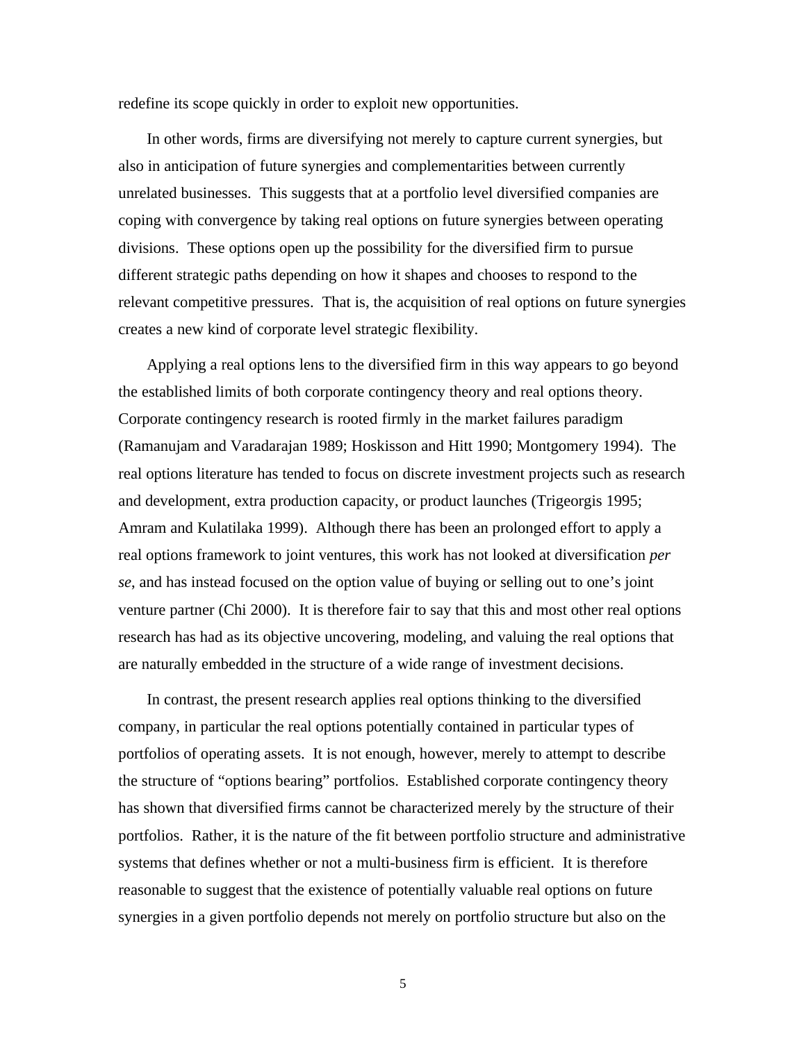redefine its scope quickly in order to exploit new opportunities.

In other words, firms are diversifying not merely to capture current synergies, but also in anticipation of future synergies and complementarities between currently unrelated businesses. This suggests that at a portfolio level diversified companies are coping with convergence by taking real options on future synergies between operating divisions. These options open up the possibility for the diversified firm to pursue different strategic paths depending on how it shapes and chooses to respond to the relevant competitive pressures. That is, the acquisition of real options on future synergies creates a new kind of corporate level strategic flexibility.

Applying a real options lens to the diversified firm in this way appears to go beyond the established limits of both corporate contingency theory and real options theory. Corporate contingency research is rooted firmly in the market failures paradigm (Ramanujam and Varadarajan 1989; Hoskisson and Hitt 1990; Montgomery 1994). The real options literature has tended to focus on discrete investment projects such as research and development, extra production capacity, or product launches (Trigeorgis 1995; Amram and Kulatilaka 1999). Although there has been an prolonged effort to apply a real options framework to joint ventures, this work has not looked at diversification *per se*, and has instead focused on the option value of buying or selling out to one's joint venture partner (Chi 2000). It is therefore fair to say that this and most other real options research has had as its objective uncovering, modeling, and valuing the real options that are naturally embedded in the structure of a wide range of investment decisions.

In contrast, the present research applies real options thinking to the diversified company, in particular the real options potentially contained in particular types of portfolios of operating assets. It is not enough, however, merely to attempt to describe the structure of "options bearing" portfolios. Established corporate contingency theory has shown that diversified firms cannot be characterized merely by the structure of their portfolios. Rather, it is the nature of the fit between portfolio structure and administrative systems that defines whether or not a multi-business firm is efficient. It is therefore reasonable to suggest that the existence of potentially valuable real options on future synergies in a given portfolio depends not merely on portfolio structure but also on the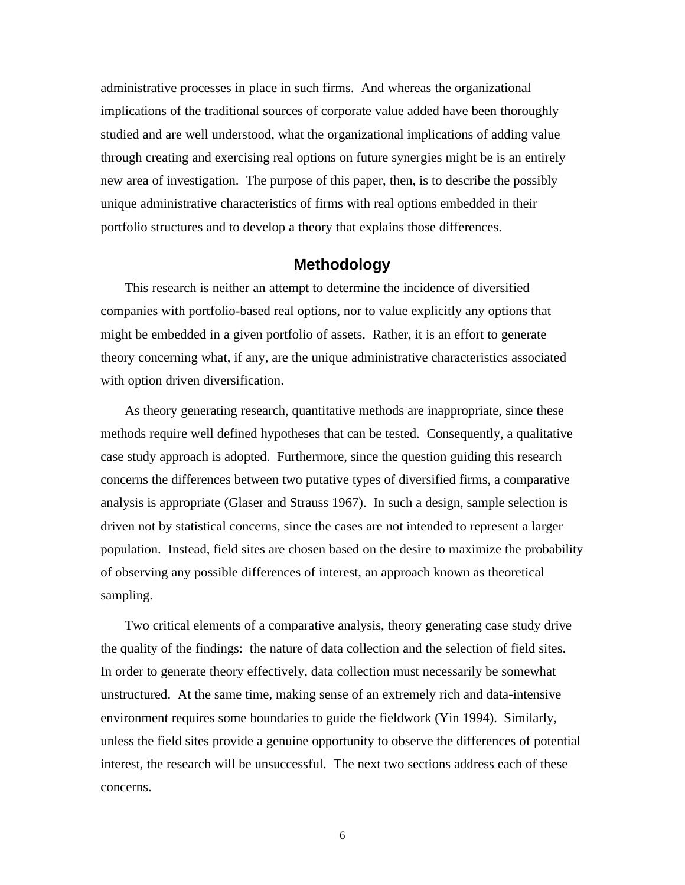administrative processes in place in such firms. And whereas the organizational implications of the traditional sources of corporate value added have been thoroughly studied and are well understood, what the organizational implications of adding value through creating and exercising real options on future synergies might be is an entirely new area of investigation. The purpose of this paper, then, is to describe the possibly unique administrative characteristics of firms with real options embedded in their portfolio structures and to develop a theory that explains those differences.

## Methodology

This research is neither an attempt to determine the incidence of diversified companies with portfolio-based real options, nor to value explicitly any options that might be embedded in a given portfolio of assets. Rather, it is an effort to generate theory concerning what, if any, are the unique administrative characteristics associated with option driven diversification.

As theory generating research, quantitative methods are inappropriate, since these methods require well defined hypotheses that can be tested. Consequently, a qualitative case study approach is adopted. Furthermore, since the question guiding this research concerns the differences between two putative types of diversified firms, a comparative analysis is appropriate (Glaser and Strauss 1967). In such a design, sample selection is driven not by statistical concerns, since the cases are not intended to represent a larger population. Instead, field sites are chosen based on the desire to maximize the probability of observing any possible differences of interest, an approach known as theoretical sampling.

Two critical elements of a comparative analysis, theory generating case study drive the quality of the findings: the nature of data collection and the selection of field sites. In order to generate theory effectively, data collection must necessarily be somewhat unstructured. At the same time, making sense of an extremely rich and data-intensive environment requires some boundaries to guide the fieldwork (Yin 1994). Similarly, unless the field sites provide a genuine opportunity to observe the differences of potential interest, the research will be unsuccessful. The next two sections address each of these concerns.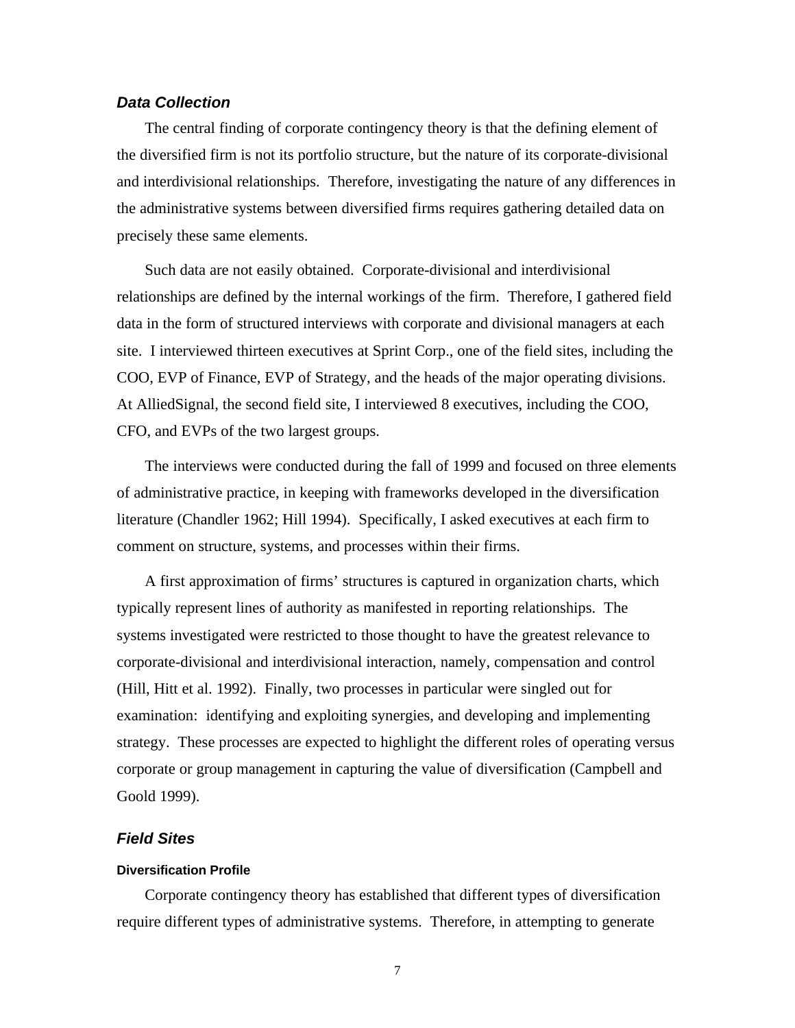### *Data Collection*

The central finding of corporate contingency theory is that the defining element of the diversified firm is not its portfolio structure, but the nature of its corporate-divisional and interdivisional relationships. Therefore, investigating the nature of any differences in the administrative systems between diversified firms requires gathering detailed data on precisely these same elements.

Such data are not easily obtained. Corporate-divisional and interdivisional relationships are defined by the internal workings of the firm. Therefore, I gathered field data in the form of structured interviews with corporate and divisional managers at each site. I interviewed thirteen executives at Sprint Corp., one of the field sites, including the COO, EVP of Finance, EVP of Strategy, and the heads of the major operating divisions. At AlliedSignal, the second field site, I interviewed 8 executives, including the COO, CFO, and EVPs of the two largest groups.

The interviews were conducted during the fall of 1999 and focused on three elements of administrative practice, in keeping with frameworks developed in the diversification literature (Chandler 1962; Hill 1994). Specifically, I asked executives at each firm to comment on structure, systems, and processes within their firms.

A first approximation of firms' structures is captured in organization charts, which typically represent lines of authority as manifested in reporting relationships. The systems investigated were restricted to those thought to have the greatest relevance to corporate-divisional and interdivisional interaction, namely, compensation and control (Hill, Hitt et al. 1992). Finally, two processes in particular were singled out for examination: identifying and exploiting synergies, and developing and implementing strategy. These processes are expected to highlight the different roles of operating versus corporate or group management in capturing the value of diversification (Campbell and Goold 1999).

### *Field Sites*

#### Diversification Profile

Corporate contingency theory has established that different types of diversification require different types of administrative systems. Therefore, in attempting to generate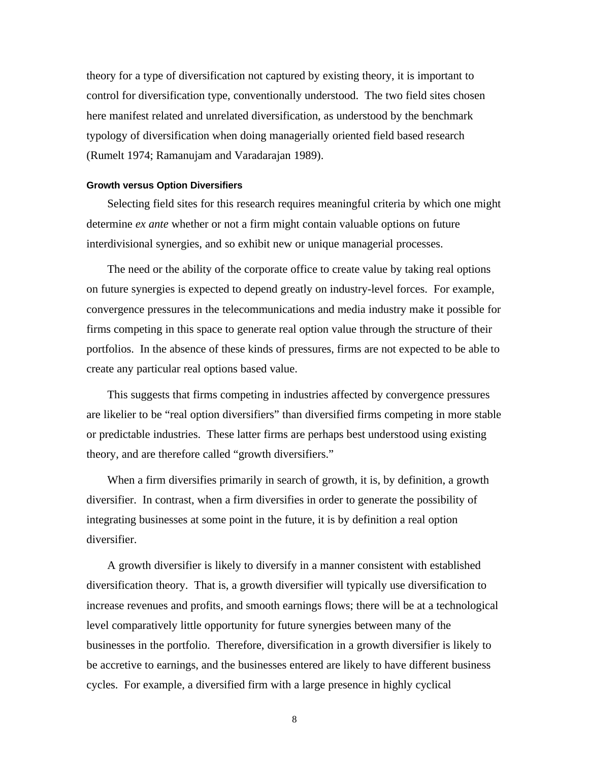theory for a type of diversification not captured by existing theory, it is important to control for diversification type, conventionally understood. The two field sites chosen here manifest related and unrelated diversification, as understood by the benchmark typology of diversification when doing managerially oriented field based research (Rumelt 1974; Ramanujam and Varadarajan 1989).

#### Growth versus Option Diversifiers

Selecting field sites for this research requires meaningful criteria by which one might determine *ex ante* whether or not a firm might contain valuable options on future interdivisional synergies, and so exhibit new or unique managerial processes.

The need or the ability of the corporate office to create value by taking real options on future synergies is expected to depend greatly on industry-level forces. For example, convergence pressures in the telecommunications and media industry make it possible for firms competing in this space to generate real option value through the structure of their portfolios. In the absence of these kinds of pressures, firms are not expected to be able to create any particular real options based value.

This suggests that firms competing in industries affected by convergence pressures are likelier to be "real option diversifiers" than diversified firms competing in more stable or predictable industries. These latter firms are perhaps best understood using existing theory, and are therefore called "growth diversifiers."

When a firm diversifies primarily in search of growth, it is, by definition, a growth diversifier. In contrast, when a firm diversifies in order to generate the possibility of integrating businesses at some point in the future, it is by definition a real option diversifier.

A growth diversifier is likely to diversify in a manner consistent with established diversification theory. That is, a growth diversifier will typically use diversification to increase revenues and profits, and smooth earnings flows; there will be at a technological level comparatively little opportunity for future synergies between many of the businesses in the portfolio. Therefore, diversification in a growth diversifier is likely to be accretive to earnings, and the businesses entered are likely to have different business cycles. For example, a diversified firm with a large presence in highly cyclical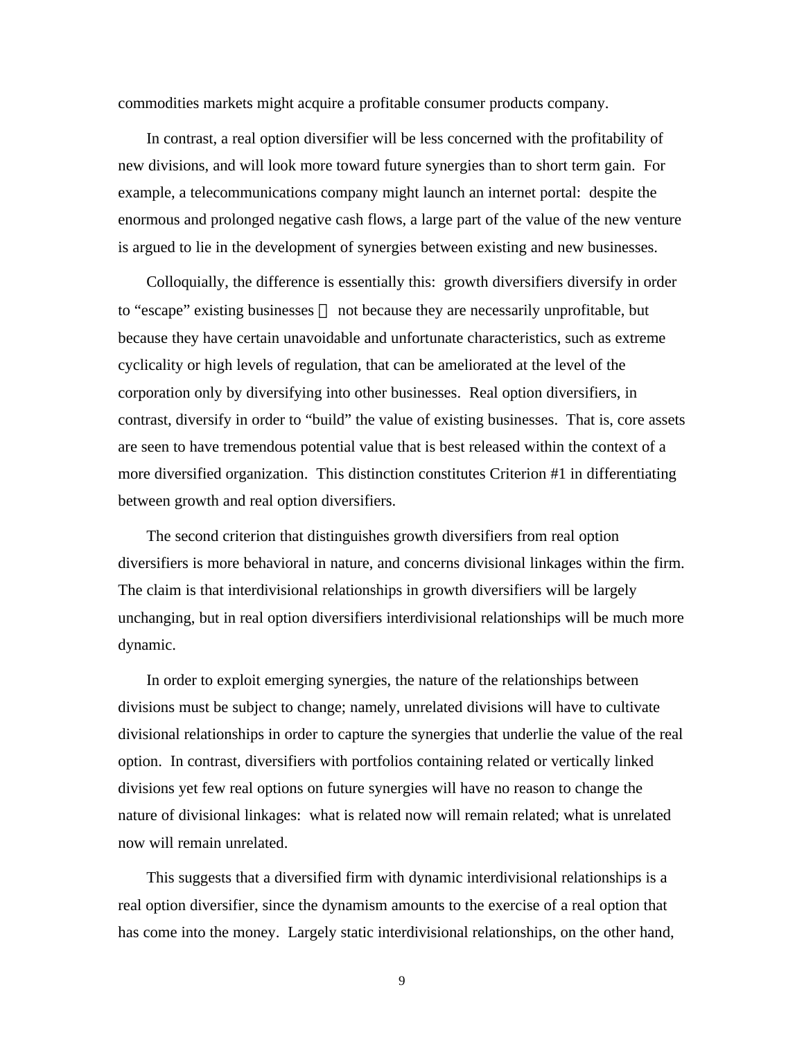commodities markets might acquire a profitable consumer products company.

In contrast, a real option diversifier will be less concerned with the profitability of new divisions, and will look more toward future synergies than to short term gain. For example, a telecommunications company might launch an internet portal: despite the enormous and prolonged negative cash flows, a large part of the value of the new venture is argued to lie in the development of synergies between existing and new businesses.

Colloquially, the difference is essentially this: growth diversifiers diversify in order to "escape" existing businesses — not because they are necessarily unprofitable, but because they have certain unavoidable and unfortunate characteristics, such as extreme cyclicality or high levels of regulation, that can be ameliorated at the level of the corporation only by diversifying into other businesses. Real option diversifiers, in contrast, diversify in order to "build" the value of existing businesses. That is, core assets are seen to have tremendous potential value that is best released within the context of a more diversified organization. This distinction constitutes Criterion #1 in differentiating between growth and real option diversifiers.

The second criterion that distinguishes growth diversifiers from real option diversifiers is more behavioral in nature, and concerns divisional linkages within the firm. The claim is that interdivisional relationships in growth diversifiers will be largely unchanging, but in real option diversifiers interdivisional relationships will be much more dynamic.

In order to exploit emerging synergies, the nature of the relationships between divisions must be subject to change; namely, unrelated divisions will have to cultivate divisional relationships in order to capture the synergies that underlie the value of the real option. In contrast, diversifiers with portfolios containing related or vertically linked divisions yet few real options on future synergies will have no reason to change the nature of divisional linkages: what is related now will remain related; what is unrelated now will remain unrelated.

This suggests that a diversified firm with dynamic interdivisional relationships is a real option diversifier, since the dynamism amounts to the exercise of a real option that has come into the money. Largely static interdivisional relationships, on the other hand,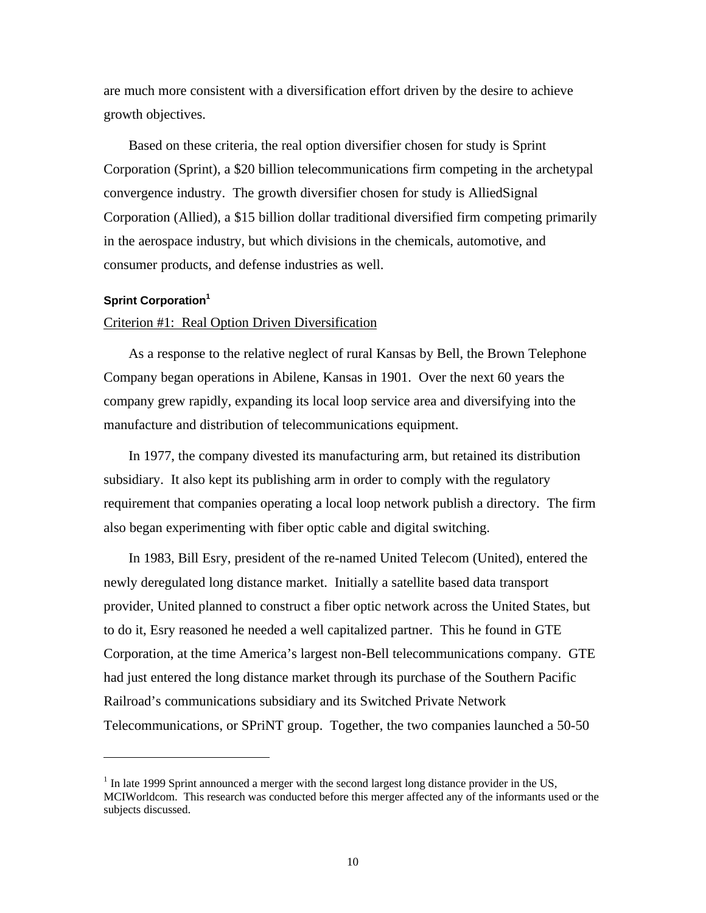are much more consistent with a diversification effort driven by the desire to achieve growth objectives.

Based on these criteria, the real option diversifier chosen for study is Sprint Corporation (Sprint), a $20 billion telecommunications firm competing in the archetypal convergence industry. The growth diversifier chosen for study is AlliedSignal Corporation (Allied), a $15 billion dollar traditional diversified firm competing primarily in the aerospace industry, but which divisions in the chemicals, automotive, and consumer products, and defense industries as well.

#### Sprint Corporation[1]

Criterion #1: Real Option Driven Diversification

As a response to the relative neglect of rural Kansas by Bell, the Brown Telephone Company began operations in Abilene, Kansas in 1901. Over the next 60 years the company grew rapidly, expanding its local loop service area and diversifying into the manufacture and distribution of telecommunications equipment.

In 1977, the company divested its manufacturing arm, but retained its distribution subsidiary. It also kept its publishing arm in order to comply with the regulatory requirement that companies operating a local loop network publish a directory. The firm also began experimenting with fiber optic cable and digital switching.

In 1983, Bill Esry, president of the re-named United Telecom (United), entered the newly deregulated long distance market. Initially a satellite based data transport provider, United planned to construct a fiber optic network across the United States, but to do it, Esry reasoned he needed a well capitalized partner. This he found in GTE Corporation, at the time America's largest non-Bell telecommunications company. GTE had just entered the long distance market through its purchase of the Southern Pacific Railroad's communications subsidiary and its Switched Private Network Telecommunications, or SPriNT group. Together, the two companies launched a 50-50

[1] In late 1999 Sprint announced a merger with the second largest long distance provider in the US, MCIWorldcom. This research was conducted before this merger affected any of the informants used or the subjects discussed.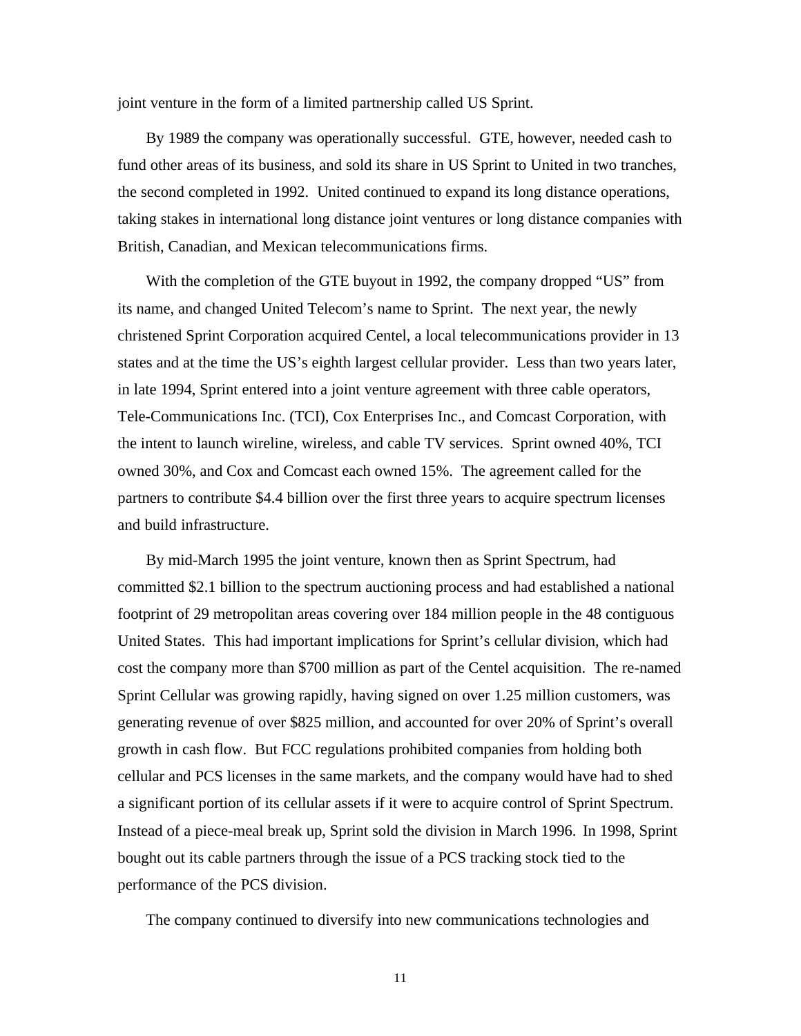joint venture in the form of a limited partnership called US Sprint.

By 1989 the company was operationally successful. GTE, however, needed cash to fund other areas of its business, and sold its share in US Sprint to United in two tranches, the second completed in 1992. United continued to expand its long distance operations, taking stakes in international long distance joint ventures or long distance companies with British, Canadian, and Mexican telecommunications firms.

With the completion of the GTE buyout in 1992, the company dropped "US" from its name, and changed United Telecom's name to Sprint. The next year, the newly christened Sprint Corporation acquired Centel, a local telecommunications provider in 13 states and at the time the US's eighth largest cellular provider. Less than two years later, in late 1994, Sprint entered into a joint venture agreement with three cable operators, Tele-Communications Inc. (TCI), Cox Enterprises Inc., and Comcast Corporation, with the intent to launch wireline, wireless, and cable TV services. Sprint owned 40%, TCI owned 30%, and Cox and Comcast each owned 15%. The agreement called for the partners to contribute $4.4 billion over the first three years to acquire spectrum licenses and build infrastructure.

By mid-March 1995 the joint venture, known then as Sprint Spectrum, had committed $2.1 billion to the spectrum auctioning process and had established a national footprint of 29 metropolitan areas covering over 184 million people in the 48 contiguous United States. This had important implications for Sprint's cellular division, which had cost the company more than $700 million as part of the Centel acquisition. The re-named Sprint Cellular was growing rapidly, having signed on over 1.25 million customers, was generating revenue of over $825 million, and accounted for over 20% of Sprint's overall growth in cash flow. But FCC regulations prohibited companies from holding both cellular and PCS licenses in the same markets, and the company would have had to shed a significant portion of its cellular assets if it were to acquire control of Sprint Spectrum. Instead of a piece-meal break up, Sprint sold the division in March 1996. In 1998, Sprint bought out its cable partners through the issue of a PCS tracking stock tied to the performance of the PCS division.

The company continued to diversify into new communications technologies and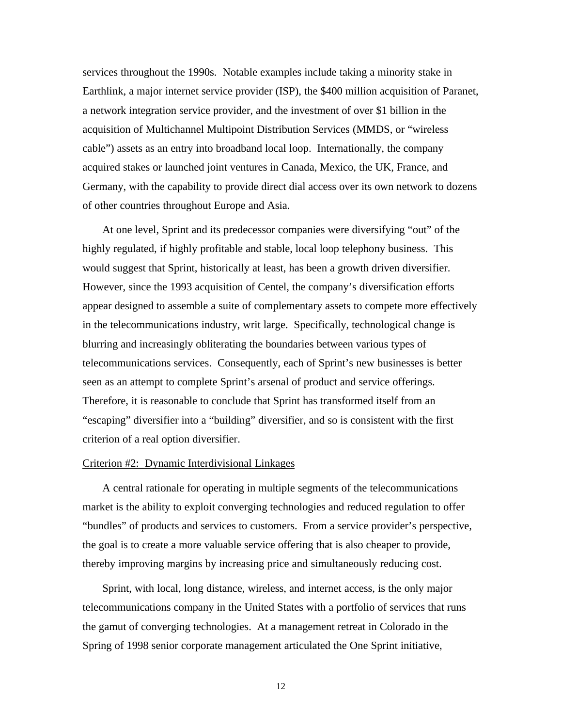services throughout the 1990s.  Notable examples include taking a minority stake in Earthlink, a major internet service provider (ISP), the $400 million acquisition of Paranet, a network integration service provider, and the investment of over $1 billion in the acquisition of Multichannel Multipoint Distribution Services (MMDS, or "wireless cable") assets as an entry into broadband local loop.  Internationally, the company acquired stakes or launched joint ventures in Canada, Mexico, the UK, France, and Germany, with the capability to provide direct dial access over its own network to dozens of other countries throughout Europe and Asia.

At one level, Sprint and its predecessor companies were diversifying "out" of the highly regulated, if highly profitable and stable, local loop telephony business.  This would suggest that Sprint, historically at least, has been a growth driven diversifier. However, since the 1993 acquisition of Centel, the company's diversification efforts appear designed to assemble a suite of complementary assets to compete more effectively in the telecommunications industry, writ large.  Specifically, technological change is blurring and increasingly obliterating the boundaries between various types of telecommunications services.  Consequently, each of Sprint's new businesses is better seen as an attempt to complete Sprint's arsenal of product and service offerings. Therefore, it is reasonable to conclude that Sprint has transformed itself from an "escaping" diversifier into a "building" diversifier, and so is consistent with the first criterion of a real option diversifier.

<u>Criterion #2:  Dynamic Interdivisional Linkages</u>

A central rationale for operating in multiple segments of the telecommunications market is the ability to exploit converging technologies and reduced regulation to offer "bundles" of products and services to customers.  From a service provider's perspective, the goal is to create a more valuable service offering that is also cheaper to provide, thereby improving margins by increasing price and simultaneously reducing cost.

Sprint, with local, long distance, wireless, and internet access, is the only major telecommunications company in the United States with a portfolio of services that runs the gamut of converging technologies.  At a management retreat in Colorado in the Spring of 1998 senior corporate management articulated the One Sprint initiative,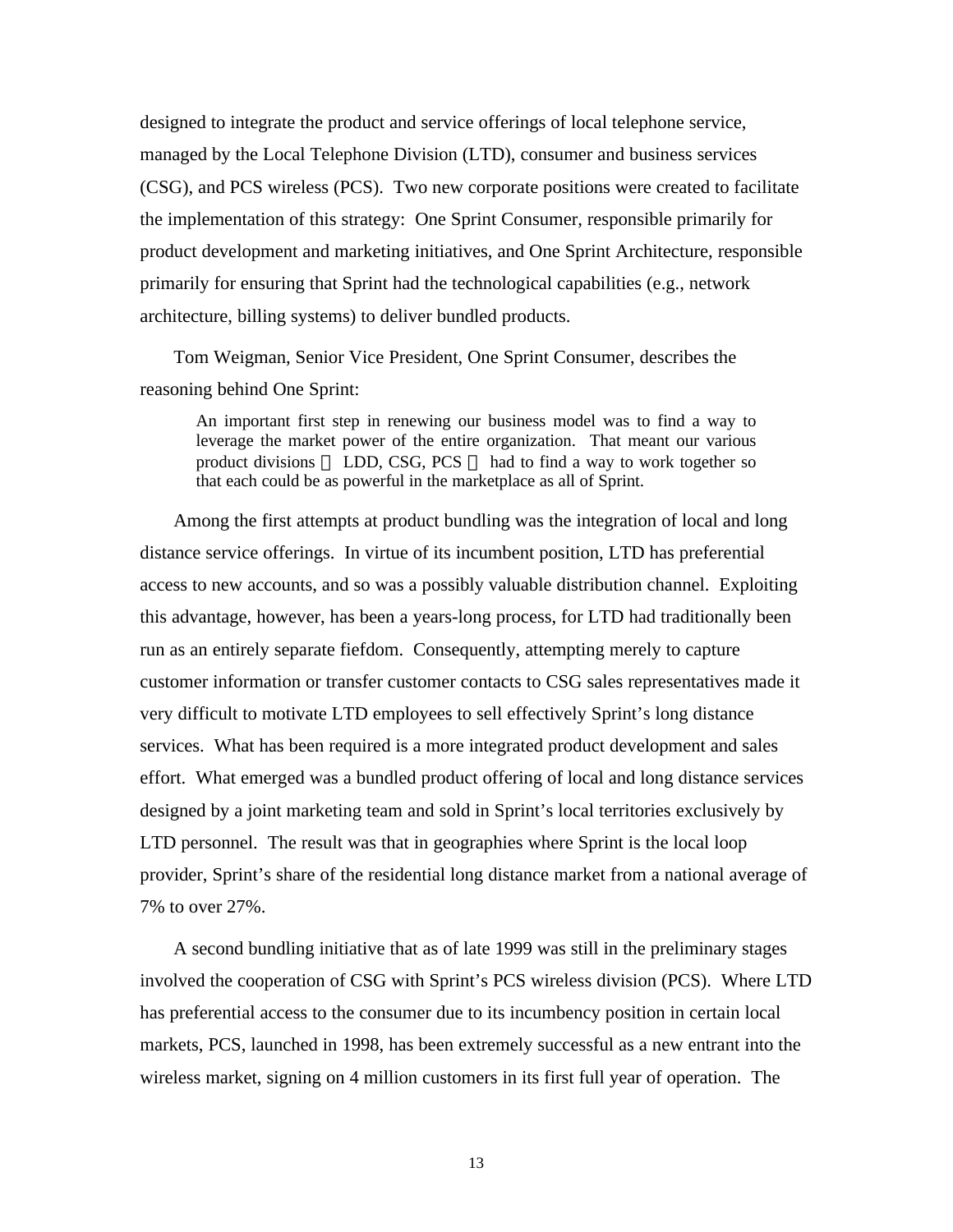designed to integrate the product and service offerings of local telephone service, managed by the Local Telephone Division (LTD), consumer and business services (CSG), and PCS wireless (PCS). Two new corporate positions were created to facilitate the implementation of this strategy: One Sprint Consumer, responsible primarily for product development and marketing initiatives, and One Sprint Architecture, responsible primarily for ensuring that Sprint had the technological capabilities (e.g., network architecture, billing systems) to deliver bundled products.

Tom Weigman, Senior Vice President, One Sprint Consumer, describes the reasoning behind One Sprint:

> An important first step in renewing our business model was to find a way to leverage the market power of the entire organization. That meant our various product divisions — LDD, CSG, PCS — had to find a way to work together so that each could be as powerful in the marketplace as all of Sprint.

Among the first attempts at product bundling was the integration of local and long distance service offerings. In virtue of its incumbent position, LTD has preferential access to new accounts, and so was a possibly valuable distribution channel. Exploiting this advantage, however, has been a years-long process, for LTD had traditionally been run as an entirely separate fiefdom. Consequently, attempting merely to capture customer information or transfer customer contacts to CSG sales representatives made it very difficult to motivate LTD employees to sell effectively Sprint's long distance services. What has been required is a more integrated product development and sales effort. What emerged was a bundled product offering of local and long distance services designed by a joint marketing team and sold in Sprint's local territories exclusively by LTD personnel. The result was that in geographies where Sprint is the local loop provider, Sprint's share of the residential long distance market from a national average of 7% to over 27%.

A second bundling initiative that as of late 1999 was still in the preliminary stages involved the cooperation of CSG with Sprint's PCS wireless division (PCS). Where LTD has preferential access to the consumer due to its incumbency position in certain local markets, PCS, launched in 1998, has been extremely successful as a new entrant into the wireless market, signing on 4 million customers in its first full year of operation. The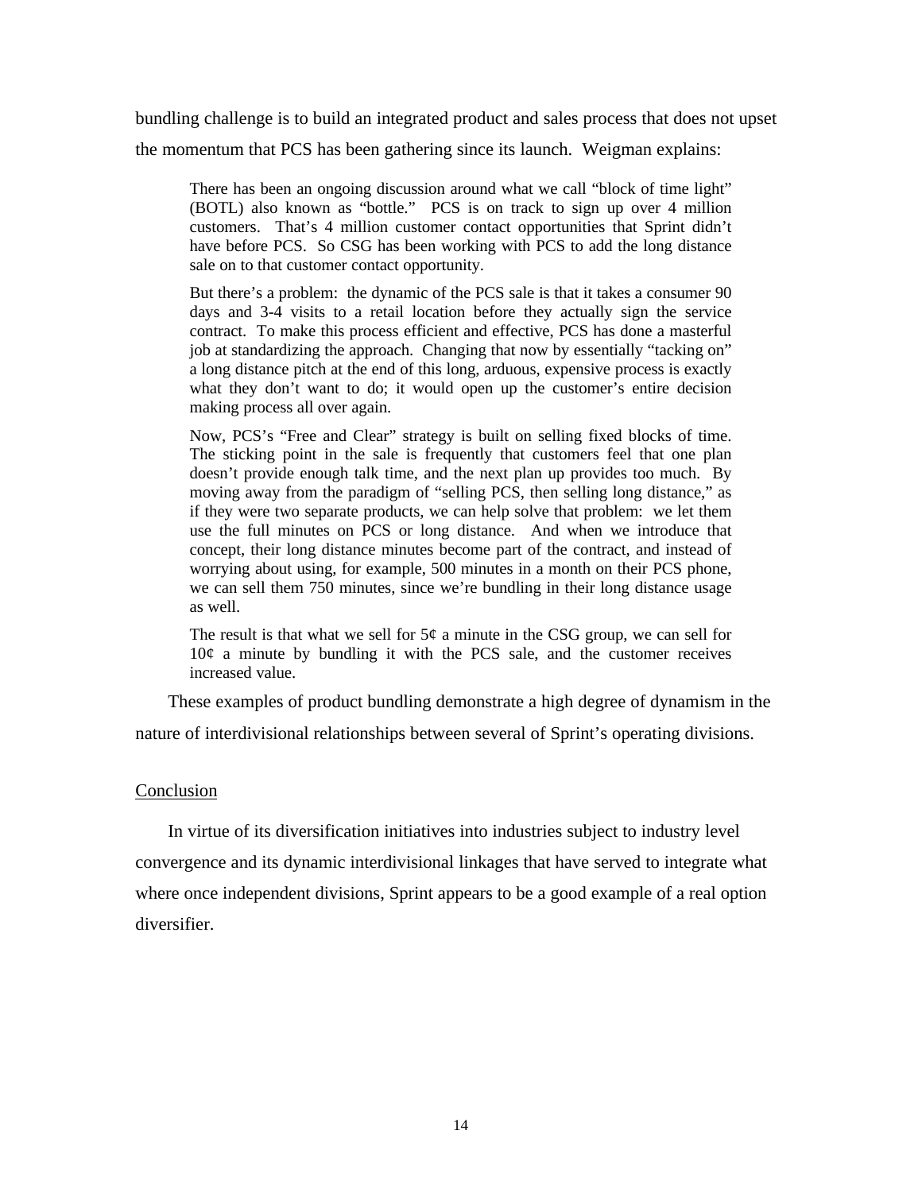bundling challenge is to build an integrated product and sales process that does not upset the momentum that PCS has been gathering since its launch. Weigman explains:

> There has been an ongoing discussion around what we call "block of time light" (BOTL) also known as "bottle." PCS is on track to sign up over 4 million customers. That's 4 million customer contact opportunities that Sprint didn't have before PCS. So CSG has been working with PCS to add the long distance sale on to that customer contact opportunity.
>
> But there's a problem: the dynamic of the PCS sale is that it takes a consumer 90 days and 3-4 visits to a retail location before they actually sign the service contract. To make this process efficient and effective, PCS has done a masterful job at standardizing the approach. Changing that now by essentially "tacking on" a long distance pitch at the end of this long, arduous, expensive process is exactly what they don't want to do; it would open up the customer's entire decision making process all over again.
>
> Now, PCS's "Free and Clear" strategy is built on selling fixed blocks of time. The sticking point in the sale is frequently that customers feel that one plan doesn't provide enough talk time, and the next plan up provides too much. By moving away from the paradigm of "selling PCS, then selling long distance," as if they were two separate products, we can help solve that problem: we let them use the full minutes on PCS or long distance. And when we introduce that concept, their long distance minutes become part of the contract, and instead of worrying about using, for example, 500 minutes in a month on their PCS phone, we can sell them 750 minutes, since we're bundling in their long distance usage as well.
>
> The result is that what we sell for 5¢ a minute in the CSG group, we can sell for 10¢ a minute by bundling it with the PCS sale, and the customer receives increased value.

These examples of product bundling demonstrate a high degree of dynamism in the nature of interdivisional relationships between several of Sprint's operating divisions.

## Conclusion

In virtue of its diversification initiatives into industries subject to industry level convergence and its dynamic interdivisional linkages that have served to integrate what where once independent divisions, Sprint appears to be a good example of a real option diversifier.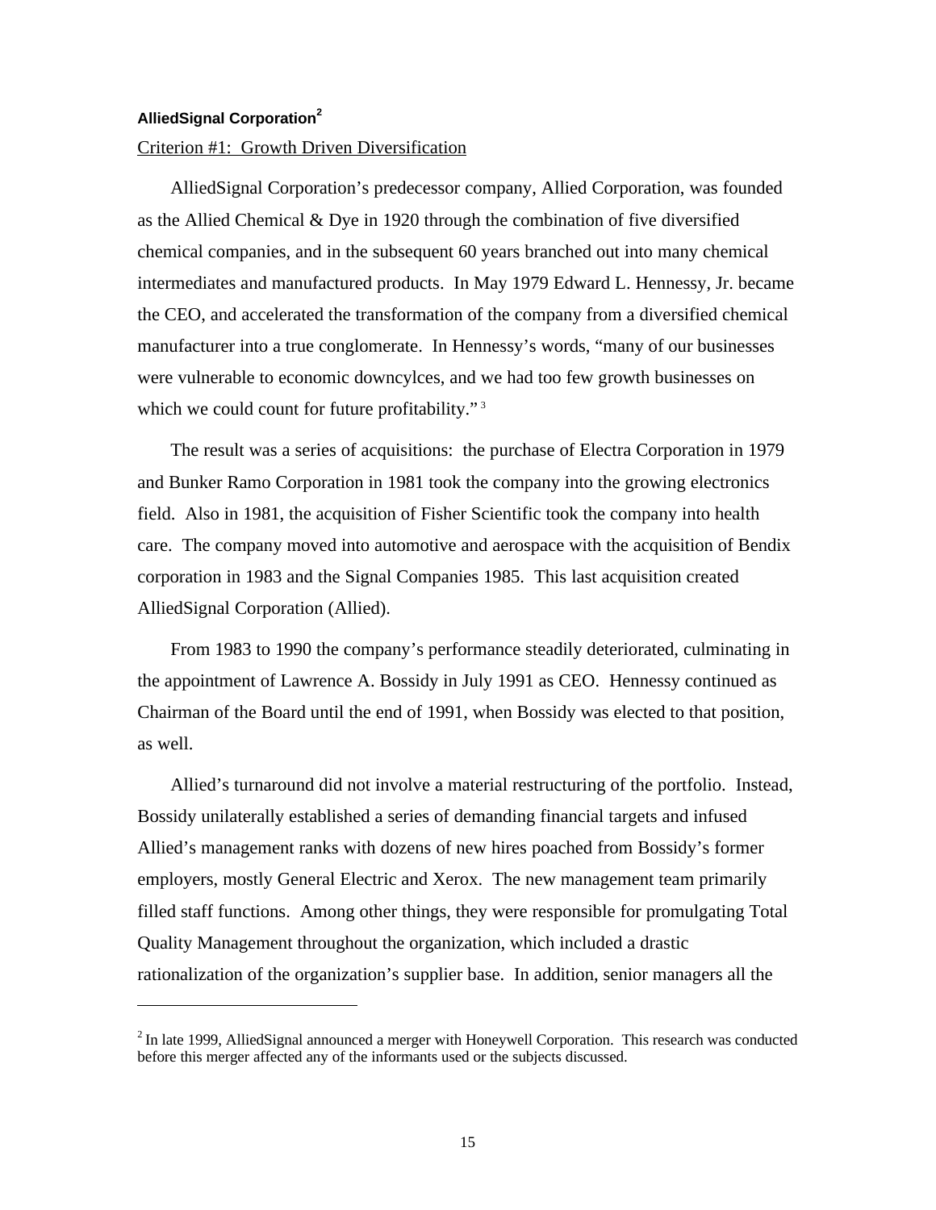**AlliedSignal Corporation**[2]

Criterion #1: Growth Driven Diversification

AlliedSignal Corporation's predecessor company, Allied Corporation, was founded as the Allied Chemical & Dye in 1920 through the combination of five diversified chemical companies, and in the subsequent 60 years branched out into many chemical intermediates and manufactured products. In May 1979 Edward L. Hennessy, Jr. became the CEO, and accelerated the transformation of the company from a diversified chemical manufacturer into a true conglomerate. In Hennessy's words, "many of our businesses were vulnerable to economic downcylces, and we had too few growth businesses on which we could count for future profitability."[3]

The result was a series of acquisitions: the purchase of Electra Corporation in 1979 and Bunker Ramo Corporation in 1981 took the company into the growing electronics field. Also in 1981, the acquisition of Fisher Scientific took the company into health care. The company moved into automotive and aerospace with the acquisition of Bendix corporation in 1983 and the Signal Companies 1985. This last acquisition created AlliedSignal Corporation (Allied).

From 1983 to 1990 the company's performance steadily deteriorated, culminating in the appointment of Lawrence A. Bossidy in July 1991 as CEO. Hennessy continued as Chairman of the Board until the end of 1991, when Bossidy was elected to that position, as well.

Allied's turnaround did not involve a material restructuring of the portfolio. Instead, Bossidy unilaterally established a series of demanding financial targets and infused Allied's management ranks with dozens of new hires poached from Bossidy's former employers, mostly General Electric and Xerox. The new management team primarily filled staff functions. Among other things, they were responsible for promulgating Total Quality Management throughout the organization, which included a drastic rationalization of the organization's supplier base. In addition, senior managers all the

---

[2] In late 1999, AlliedSignal announced a merger with Honeywell Corporation. This research was conducted before this merger affected any of the informants used or the subjects discussed.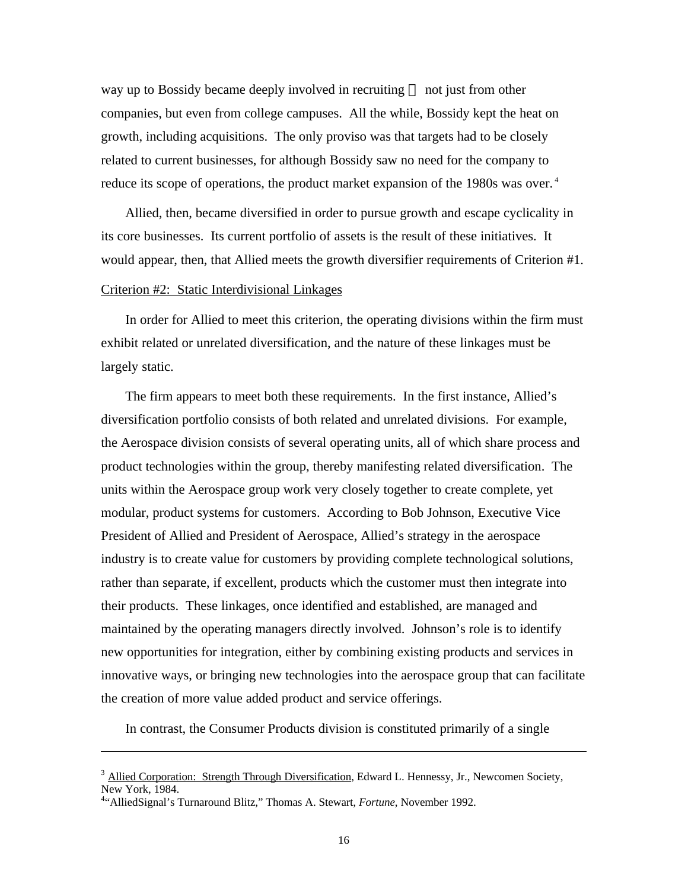way up to Bossidy became deeply involved in recruiting — not just from other companies, but even from college campuses. All the while, Bossidy kept the heat on growth, including acquisitions. The only proviso was that targets had to be closely related to current businesses, for although Bossidy saw no need for the company to reduce its scope of operations, the product market expansion of the 1980s was over.[4]

Allied, then, became diversified in order to pursue growth and escape cyclicality in its core businesses. Its current portfolio of assets is the result of these initiatives. It would appear, then, that Allied meets the growth diversifier requirements of Criterion #1.

Criterion #2: Static Interdivisional Linkages

In order for Allied to meet this criterion, the operating divisions within the firm must exhibit related or unrelated diversification, and the nature of these linkages must be largely static.

The firm appears to meet both these requirements. In the first instance, Allied's diversification portfolio consists of both related and unrelated divisions. For example, the Aerospace division consists of several operating units, all of which share process and product technologies within the group, thereby manifesting related diversification. The units within the Aerospace group work very closely together to create complete, yet modular, product systems for customers. According to Bob Johnson, Executive Vice President of Allied and President of Aerospace, Allied's strategy in the aerospace industry is to create value for customers by providing complete technological solutions, rather than separate, if excellent, products which the customer must then integrate into their products. These linkages, once identified and established, are managed and maintained by the operating managers directly involved. Johnson's role is to identify new opportunities for integration, either by combining existing products and services in innovative ways, or bringing new technologies into the aerospace group that can facilitate the creation of more value added product and service offerings.

In contrast, the Consumer Products division is constituted primarily of a single

---

[3] Allied Corporation: Strength Through Diversification, Edward L. Hennessy, Jr., Newcomen Society, New York, 1984.

[4] "AlliedSignal's Turnaround Blitz," Thomas A. Stewart, *Fortune*, November 1992.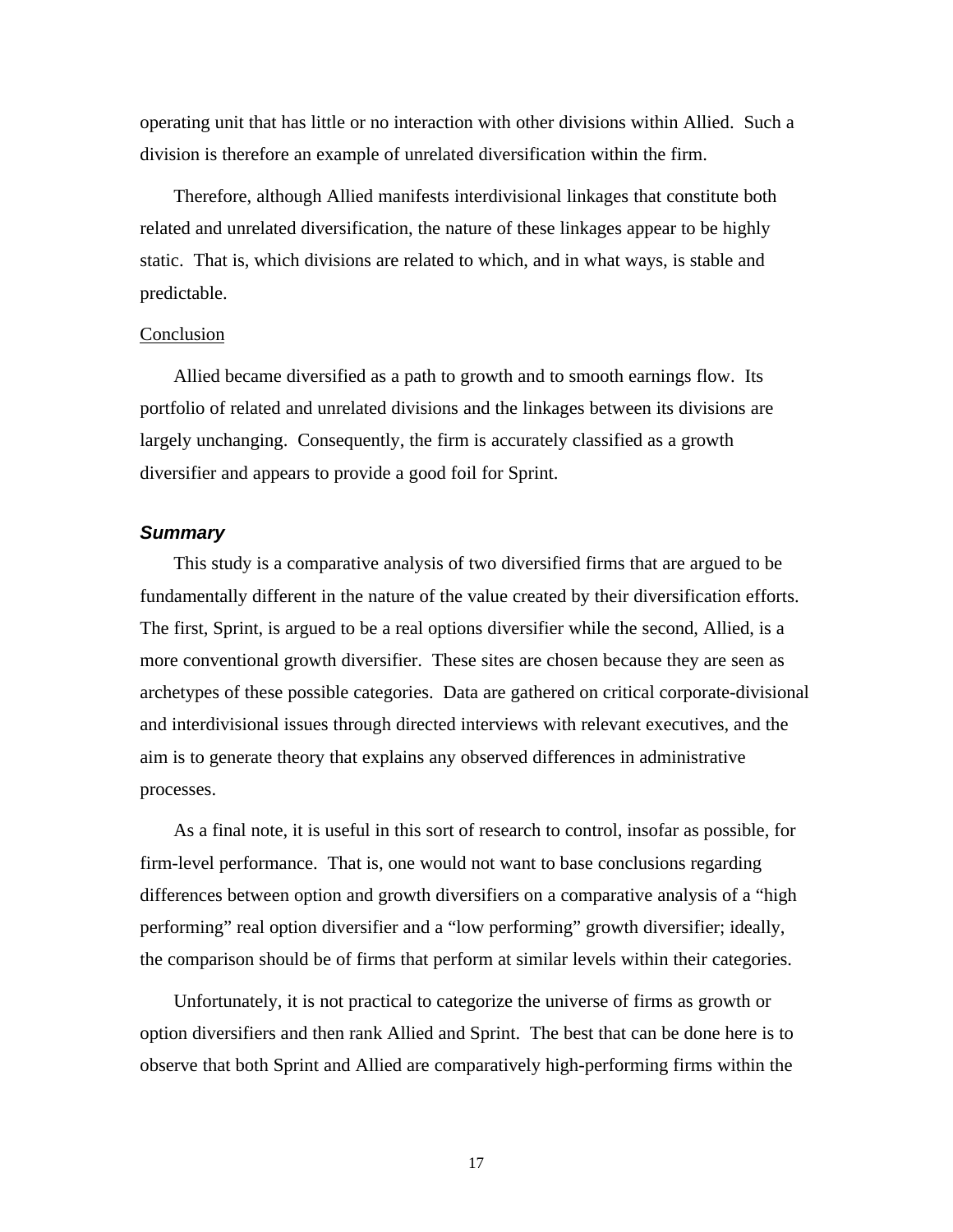operating unit that has little or no interaction with other divisions within Allied. Such a division is therefore an example of unrelated diversification within the firm.

Therefore, although Allied manifests interdivisional linkages that constitute both related and unrelated diversification, the nature of these linkages appear to be highly static. That is, which divisions are related to which, and in what ways, is stable and predictable.

Conclusion

Allied became diversified as a path to growth and to smooth earnings flow. Its portfolio of related and unrelated divisions and the linkages between its divisions are largely unchanging. Consequently, the firm is accurately classified as a growth diversifier and appears to provide a good foil for Sprint.

### ***Summary***

This study is a comparative analysis of two diversified firms that are argued to be fundamentally different in the nature of the value created by their diversification efforts. The first, Sprint, is argued to be a real options diversifier while the second, Allied, is a more conventional growth diversifier. These sites are chosen because they are seen as archetypes of these possible categories. Data are gathered on critical corporate-divisional and interdivisional issues through directed interviews with relevant executives, and the aim is to generate theory that explains any observed differences in administrative processes.

As a final note, it is useful in this sort of research to control, insofar as possible, for firm-level performance. That is, one would not want to base conclusions regarding differences between option and growth diversifiers on a comparative analysis of a "high performing" real option diversifier and a "low performing" growth diversifier; ideally, the comparison should be of firms that perform at similar levels within their categories.

Unfortunately, it is not practical to categorize the universe of firms as growth or option diversifiers and then rank Allied and Sprint. The best that can be done here is to observe that both Sprint and Allied are comparatively high-performing firms within the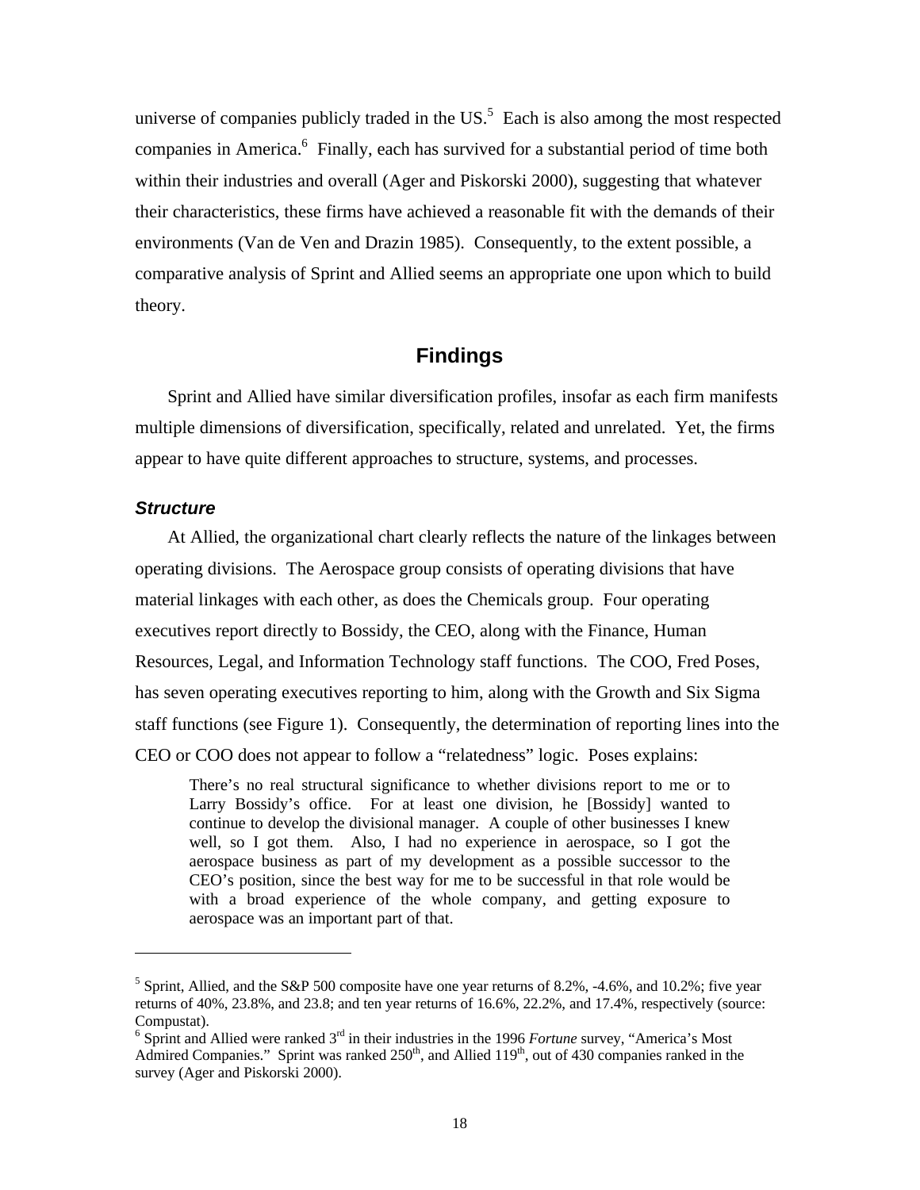universe of companies publicly traded in the US.[5] Each is also among the most respected companies in America.[6] Finally, each has survived for a substantial period of time both within their industries and overall (Ager and Piskorski 2000), suggesting that whatever their characteristics, these firms have achieved a reasonable fit with the demands of their environments (Van de Ven and Drazin 1985). Consequently, to the extent possible, a comparative analysis of Sprint and Allied seems an appropriate one upon which to build theory.

## Findings

Sprint and Allied have similar diversification profiles, insofar as each firm manifests multiple dimensions of diversification, specifically, related and unrelated. Yet, the firms appear to have quite different approaches to structure, systems, and processes.

### *Structure*

At Allied, the organizational chart clearly reflects the nature of the linkages between operating divisions. The Aerospace group consists of operating divisions that have material linkages with each other, as does the Chemicals group. Four operating executives report directly to Bossidy, the CEO, along with the Finance, Human Resources, Legal, and Information Technology staff functions. The COO, Fred Poses, has seven operating executives reporting to him, along with the Growth and Six Sigma staff functions (see Figure 1). Consequently, the determination of reporting lines into the CEO or COO does not appear to follow a "relatedness" logic. Poses explains:

> There's no real structural significance to whether divisions report to me or to Larry Bossidy's office. For at least one division, he [Bossidy] wanted to continue to develop the divisional manager. A couple of other businesses I knew well, so I got them. Also, I had no experience in aerospace, so I got the aerospace business as part of my development as a possible successor to the CEO's position, since the best way for me to be successful in that role would be with a broad experience of the whole company, and getting exposure to aerospace was an important part of that.

---

[5] Sprint, Allied, and the S&P 500 composite have one year returns of 8.2%, -4.6%, and 10.2%; five year returns of 40%, 23.8%, and 23.8; and ten year returns of 16.6%, 22.2%, and 17.4%, respectively (source: Compustat).

[6] Sprint and Allied were ranked 3rd in their industries in the 1996 *Fortune* survey, "America's Most Admired Companies." Sprint was ranked 250th, and Allied 119th, out of 430 companies ranked in the survey (Ager and Piskorski 2000).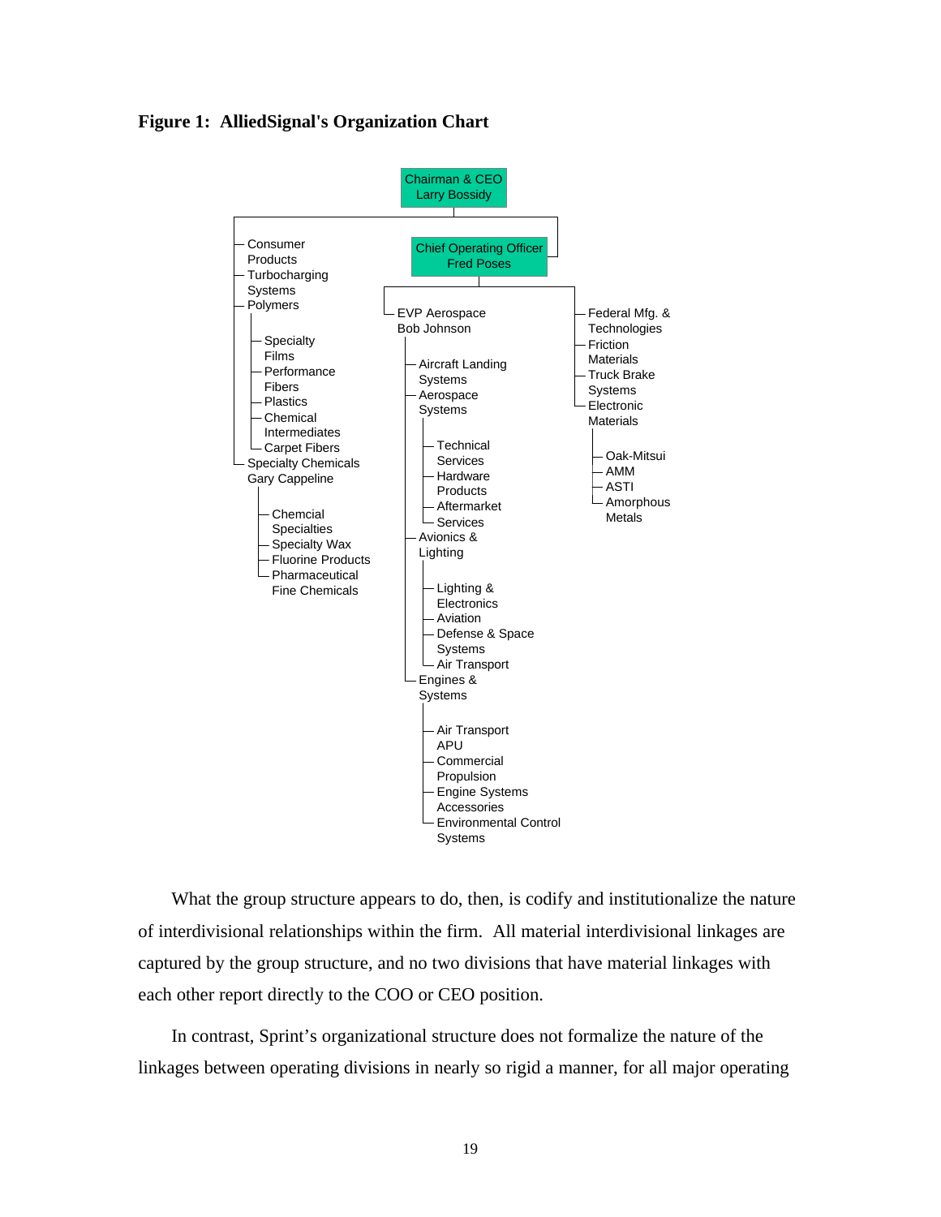**Figure 1: AlliedSignal's Organization Chart**

- Chairman & CEO Larry Bossidy
  - Consumer Products
  - Turbocharging Systems
  - Polymers
    - Specialty Films
    - Performance Fibers
    - Plastics
    - Chemical Intermediates
    - Carpet Fibers
  - Specialty Chemicals Gary Cappeline
    - Chemcial Specialties
    - Specialty Wax
    - Fluorine Products
    - Pharmaceutical Fine Chemicals
  - Chief Operating Officer Fred Poses
    - EVP Aerospace Bob Johnson
      - Aircraft Landing Systems
      - Aerospace Systems
        - Technical Services
        - Hardware Products
        - Aftermarket Services
      - Avionics & Lighting
        - Lighting & Electronics
        - Aviation
        - Defense & Space Systems
        - Air Transport
      - Engines & Systems
        - Air Transport APU
        - Commercial Propulsion
        - Engine Systems Accessories
        - Environmental Control Systems
    - Federal Mfg. & Technologies
    - Friction Materials
    - Truck Brake Systems
    - Electronic Materials
      - Oak-Mitsui
      - AMM
      - ASTI
      - Amorphous Metals

What the group structure appears to do, then, is codify and institutionalize the nature of interdivisional relationships within the firm. All material interdivisional linkages are captured by the group structure, and no two divisions that have material linkages with each other report directly to the COO or CEO position.

In contrast, Sprint's organizational structure does not formalize the nature of the linkages between operating divisions in nearly so rigid a manner, for all major operating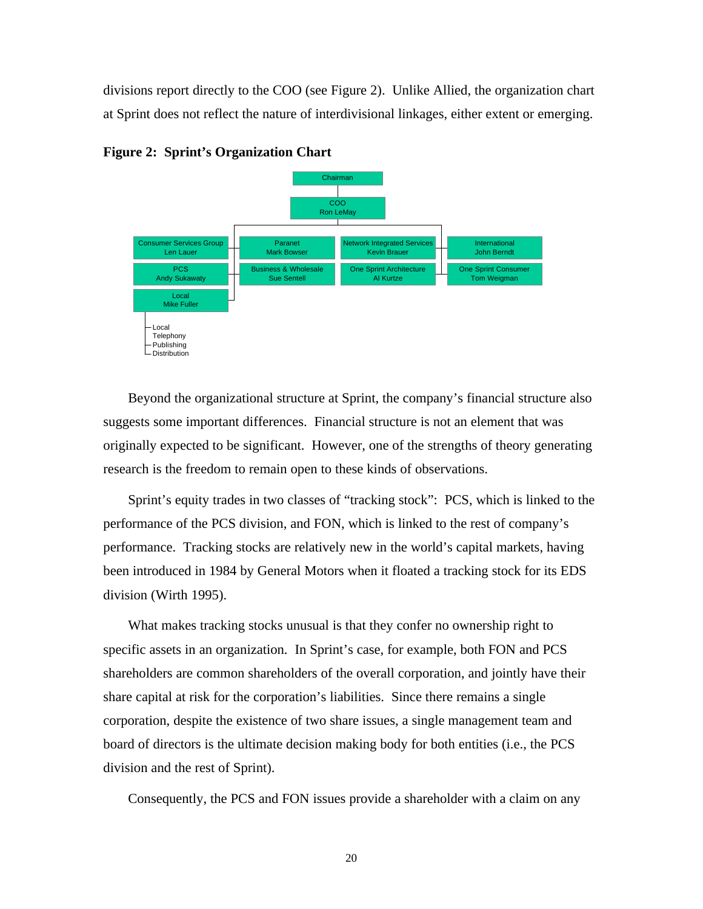divisions report directly to the COO (see Figure 2). Unlike Allied, the organization chart at Sprint does not reflect the nature of interdivisional linkages, either extent or emerging.

**Figure 2: Sprint's Organization Chart**

- Chairman
  - COO – Ron LeMay
    - Consumer Services Group – Len Lauer
    - PCS – Andy Sukawaty
    - Local – Mike Fuller
      - Local
      - Telephony
      - Publishing
      - Distribution
    - Paranet – Mark Bowser
    - Business & Wholesale – Sue Sentell
    - Network Integrated Services – Kevin Brauer
    - One Sprint Architecture – Al Kurtze
    - International – John Berndt
    - One Sprint Consumer – Tom Weigman

Beyond the organizational structure at Sprint, the company's financial structure also suggests some important differences. Financial structure is not an element that was originally expected to be significant. However, one of the strengths of theory generating research is the freedom to remain open to these kinds of observations.

Sprint's equity trades in two classes of "tracking stock": PCS, which is linked to the performance of the PCS division, and FON, which is linked to the rest of company's performance. Tracking stocks are relatively new in the world's capital markets, having been introduced in 1984 by General Motors when it floated a tracking stock for its EDS division (Wirth 1995).

What makes tracking stocks unusual is that they confer no ownership right to specific assets in an organization. In Sprint's case, for example, both FON and PCS shareholders are common shareholders of the overall corporation, and jointly have their share capital at risk for the corporation's liabilities. Since there remains a single corporation, despite the existence of two share issues, a single management team and board of directors is the ultimate decision making body for both entities (i.e., the PCS division and the rest of Sprint).

Consequently, the PCS and FON issues provide a shareholder with a claim on any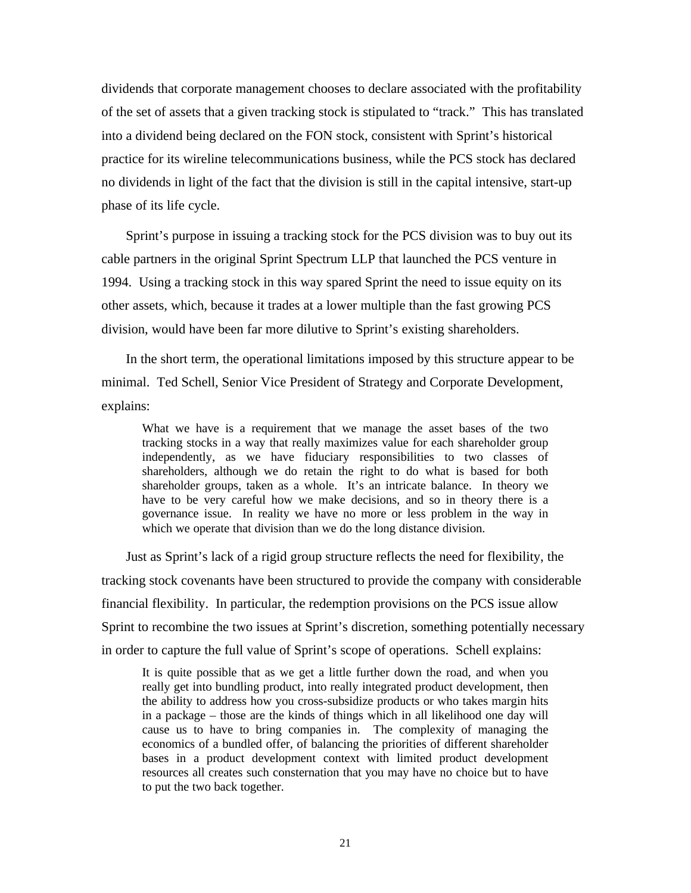dividends that corporate management chooses to declare associated with the profitability of the set of assets that a given tracking stock is stipulated to "track." This has translated into a dividend being declared on the FON stock, consistent with Sprint's historical practice for its wireline telecommunications business, while the PCS stock has declared no dividends in light of the fact that the division is still in the capital intensive, start-up phase of its life cycle.

Sprint's purpose in issuing a tracking stock for the PCS division was to buy out its cable partners in the original Sprint Spectrum LLP that launched the PCS venture in 1994. Using a tracking stock in this way spared Sprint the need to issue equity on its other assets, which, because it trades at a lower multiple than the fast growing PCS division, would have been far more dilutive to Sprint's existing shareholders.

In the short term, the operational limitations imposed by this structure appear to be minimal. Ted Schell, Senior Vice President of Strategy and Corporate Development, explains:

> What we have is a requirement that we manage the asset bases of the two tracking stocks in a way that really maximizes value for each shareholder group independently, as we have fiduciary responsibilities to two classes of shareholders, although we do retain the right to do what is based for both shareholder groups, taken as a whole. It's an intricate balance. In theory we have to be very careful how we make decisions, and so in theory there is a governance issue. In reality we have no more or less problem in the way in which we operate that division than we do the long distance division.

Just as Sprint's lack of a rigid group structure reflects the need for flexibility, the tracking stock covenants have been structured to provide the company with considerable financial flexibility. In particular, the redemption provisions on the PCS issue allow Sprint to recombine the two issues at Sprint's discretion, something potentially necessary in order to capture the full value of Sprint's scope of operations. Schell explains:

> It is quite possible that as we get a little further down the road, and when you really get into bundling product, into really integrated product development, then the ability to address how you cross-subsidize products or who takes margin hits in a package – those are the kinds of things which in all likelihood one day will cause us to have to bring companies in. The complexity of managing the economics of a bundled offer, of balancing the priorities of different shareholder bases in a product development context with limited product development resources all creates such consternation that you may have no choice but to have to put the two back together.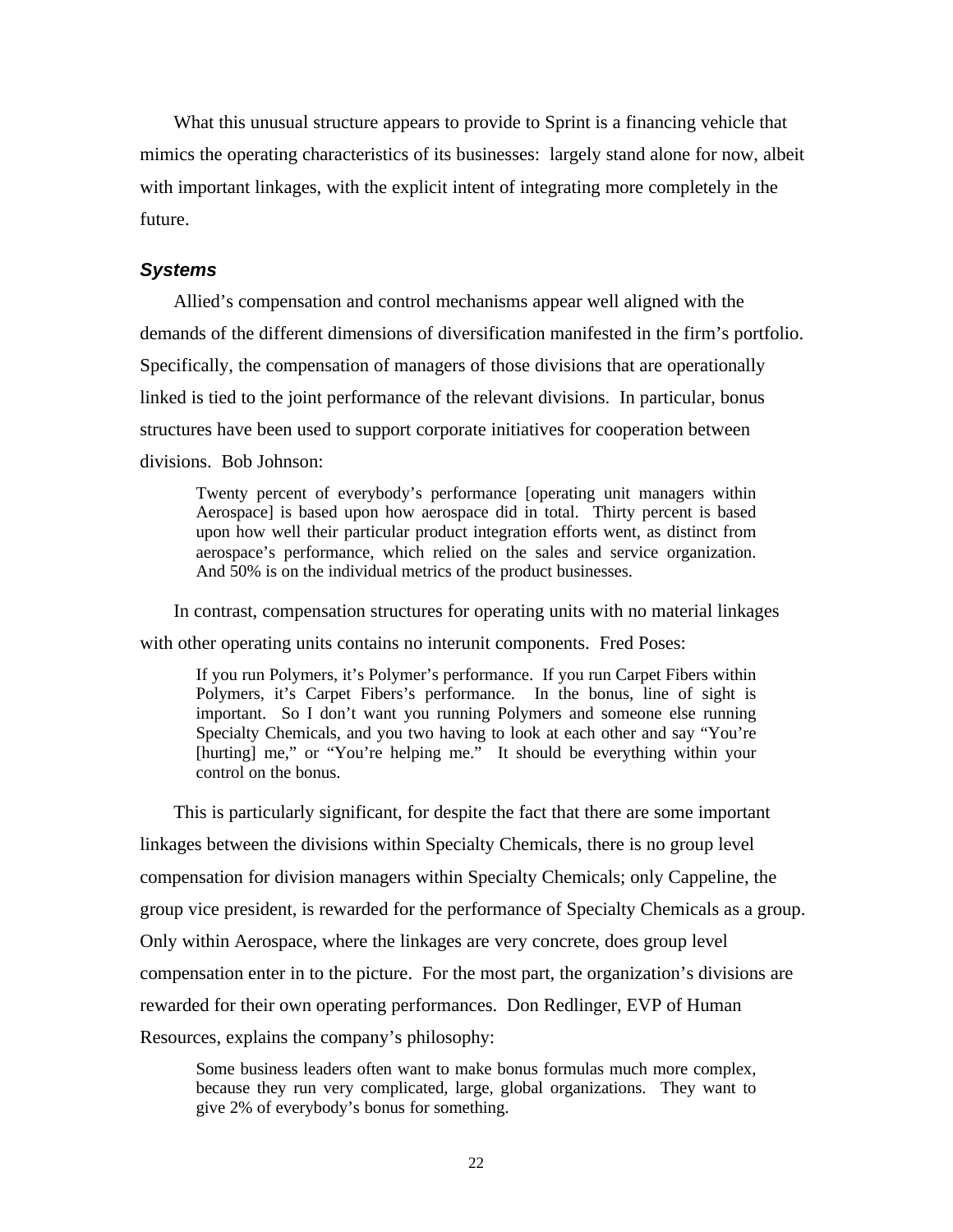What this unusual structure appears to provide to Sprint is a financing vehicle that mimics the operating characteristics of its businesses: largely stand alone for now, albeit with important linkages, with the explicit intent of integrating more completely in the future.

### *Systems*

Allied's compensation and control mechanisms appear well aligned with the demands of the different dimensions of diversification manifested in the firm's portfolio. Specifically, the compensation of managers of those divisions that are operationally linked is tied to the joint performance of the relevant divisions. In particular, bonus structures have been used to support corporate initiatives for cooperation between divisions. Bob Johnson:

> Twenty percent of everybody's performance [operating unit managers within Aerospace] is based upon how aerospace did in total. Thirty percent is based upon how well their particular product integration efforts went, as distinct from aerospace's performance, which relied on the sales and service organization. And 50% is on the individual metrics of the product businesses.

In contrast, compensation structures for operating units with no material linkages with other operating units contains no interunit components. Fred Poses:

> If you run Polymers, it's Polymer's performance. If you run Carpet Fibers within Polymers, it's Carpet Fibers's performance. In the bonus, line of sight is important. So I don't want you running Polymers and someone else running Specialty Chemicals, and you two having to look at each other and say "You're [hurting] me," or "You're helping me." It should be everything within your control on the bonus.

This is particularly significant, for despite the fact that there are some important linkages between the divisions within Specialty Chemicals, there is no group level compensation for division managers within Specialty Chemicals; only Cappeline, the group vice president, is rewarded for the performance of Specialty Chemicals as a group. Only within Aerospace, where the linkages are very concrete, does group level compensation enter in to the picture. For the most part, the organization's divisions are rewarded for their own operating performances. Don Redlinger, EVP of Human Resources, explains the company's philosophy:

> Some business leaders often want to make bonus formulas much more complex, because they run very complicated, large, global organizations. They want to give 2% of everybody's bonus for something.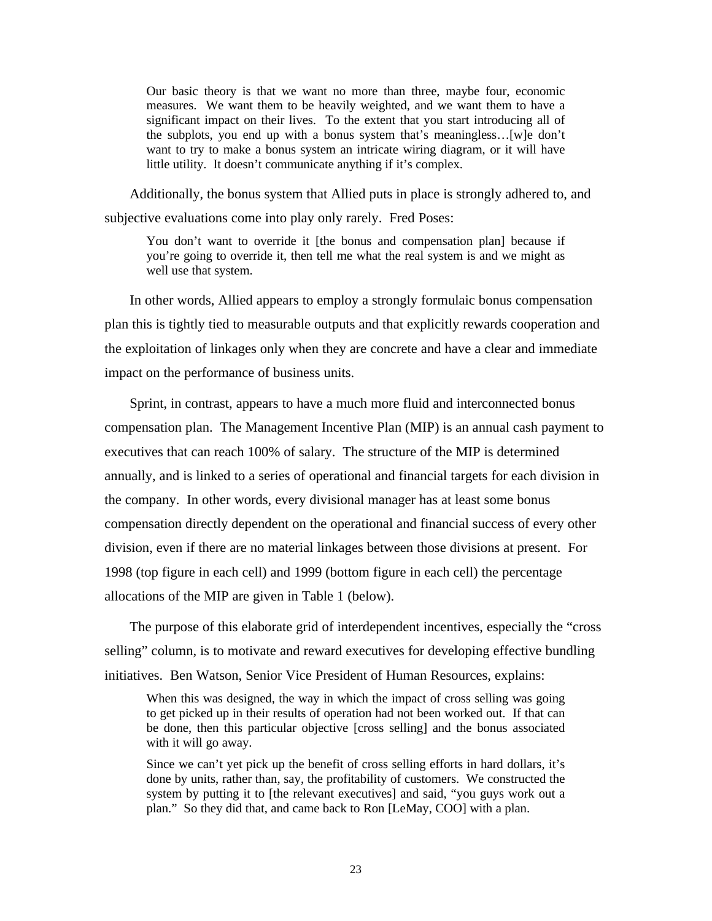> Our basic theory is that we want no more than three, maybe four, economic measures. We want them to be heavily weighted, and we want them to have a significant impact on their lives. To the extent that you start introducing all of the subplots, you end up with a bonus system that's meaningless…[w]e don't want to try to make a bonus system an intricate wiring diagram, or it will have little utility. It doesn't communicate anything if it's complex.

Additionally, the bonus system that Allied puts in place is strongly adhered to, and subjective evaluations come into play only rarely. Fred Poses:

> You don't want to override it [the bonus and compensation plan] because if you're going to override it, then tell me what the real system is and we might as well use that system.

In other words, Allied appears to employ a strongly formulaic bonus compensation plan this is tightly tied to measurable outputs and that explicitly rewards cooperation and the exploitation of linkages only when they are concrete and have a clear and immediate impact on the performance of business units.

Sprint, in contrast, appears to have a much more fluid and interconnected bonus compensation plan. The Management Incentive Plan (MIP) is an annual cash payment to executives that can reach 100% of salary. The structure of the MIP is determined annually, and is linked to a series of operational and financial targets for each division in the company. In other words, every divisional manager has at least some bonus compensation directly dependent on the operational and financial success of every other division, even if there are no material linkages between those divisions at present. For 1998 (top figure in each cell) and 1999 (bottom figure in each cell) the percentage allocations of the MIP are given in Table 1 (below).

The purpose of this elaborate grid of interdependent incentives, especially the "cross selling" column, is to motivate and reward executives for developing effective bundling initiatives. Ben Watson, Senior Vice President of Human Resources, explains:

> When this was designed, the way in which the impact of cross selling was going to get picked up in their results of operation had not been worked out. If that can be done, then this particular objective [cross selling] and the bonus associated with it will go away.
>
> Since we can't yet pick up the benefit of cross selling efforts in hard dollars, it's done by units, rather than, say, the profitability of customers. We constructed the system by putting it to [the relevant executives] and said, "you guys work out a plan." So they did that, and came back to Ron [LeMay, COO] with a plan.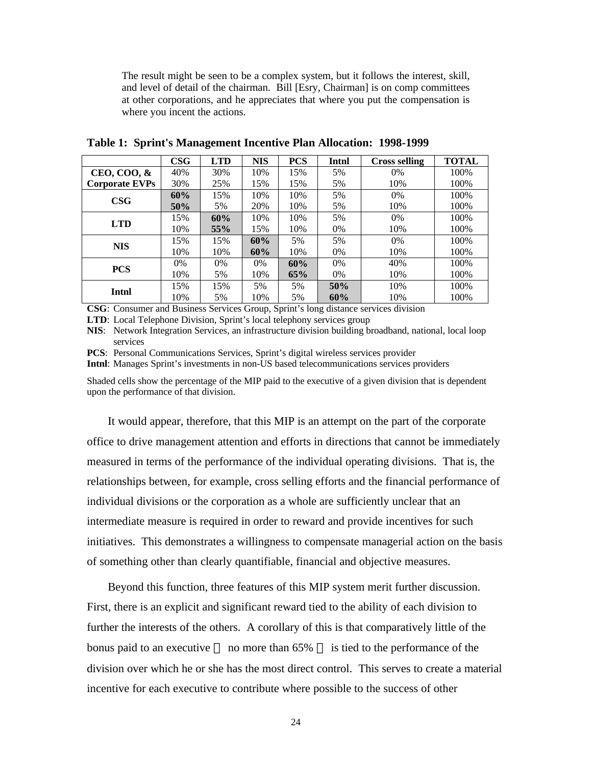> The result might be seen to be a complex system, but it follows the interest, skill, and level of detail of the chairman. Bill [Esry, Chairman] is on comp committees at other corporations, and he appreciates that where you put the compensation is where you incent the actions.

**Table 1: Sprint's Management Incentive Plan Allocation: 1998-1999**

| | CSG | LTD | NIS | PCS | Intnl | Cross selling | TOTAL |
|---|---|---|---|---|---|---|---|
| **CEO, COO, & Corporate EVPs** | 40%<br>30% | 30%<br>25% | 10%<br>15% | 15%<br>15% | 5%<br>5% | 0%<br>10% | 100%<br>100% |
| **CSG** | **60%**<br>**50%** | 15%<br>5% | 10%<br>20% | 10%<br>10% | 5%<br>5% | 0%<br>10% | 100%<br>100% |
| **LTD** | 15%<br>10% | **60%**<br>**55%** | 10%<br>15% | 10%<br>10% | 5%<br>0% | 0%<br>10% | 100%<br>100% |
| **NIS** | 15%<br>10% | 15%<br>10% | **60%**<br>**60%** | 5%<br>10% | 5%<br>0% | 0%<br>10% | 100%<br>100% |
| **PCS** | 0%<br>10% | 0%<br>5% | 0%<br>10% | **60%**<br>**65%** | 0%<br>0% | 40%<br>10% | 100%<br>100% |
| **Intnl** | 15%<br>10% | 15%<br>5% | 5%<br>10% | 5%<br>5% | **50%**<br>**60%** | 10%<br>10% | 100%<br>100% |

**CSG**: Consumer and Business Services Group, Sprint's long distance services division
**LTD**: Local Telephone Division, Sprint's local telephony services group
**NIS**: Network Integration Services, an infrastructure division building broadband, national, local loop services
**PCS**: Personal Communications Services, Sprint's digital wireless services provider
**Intnl**: Manages Sprint's investments in non-US based telecommunications services providers

Shaded cells show the percentage of the MIP paid to the executive of a given division that is dependent upon the performance of that division.

It would appear, therefore, that this MIP is an attempt on the part of the corporate office to drive management attention and efforts in directions that cannot be immediately measured in terms of the performance of the individual operating divisions. That is, the relationships between, for example, cross selling efforts and the financial performance of individual divisions or the corporation as a whole are sufficiently unclear that an intermediate measure is required in order to reward and provide incentives for such initiatives. This demonstrates a willingness to compensate managerial action on the basis of something other than clearly quantifiable, financial and objective measures.

Beyond this function, three features of this MIP system merit further discussion. First, there is an explicit and significant reward tied to the ability of each division to further the interests of the others. A corollary of this is that comparatively little of the bonus paid to an executive — no more than 65% — is tied to the performance of the division over which he or she has the most direct control. This serves to create a material incentive for each executive to contribute where possible to the success of other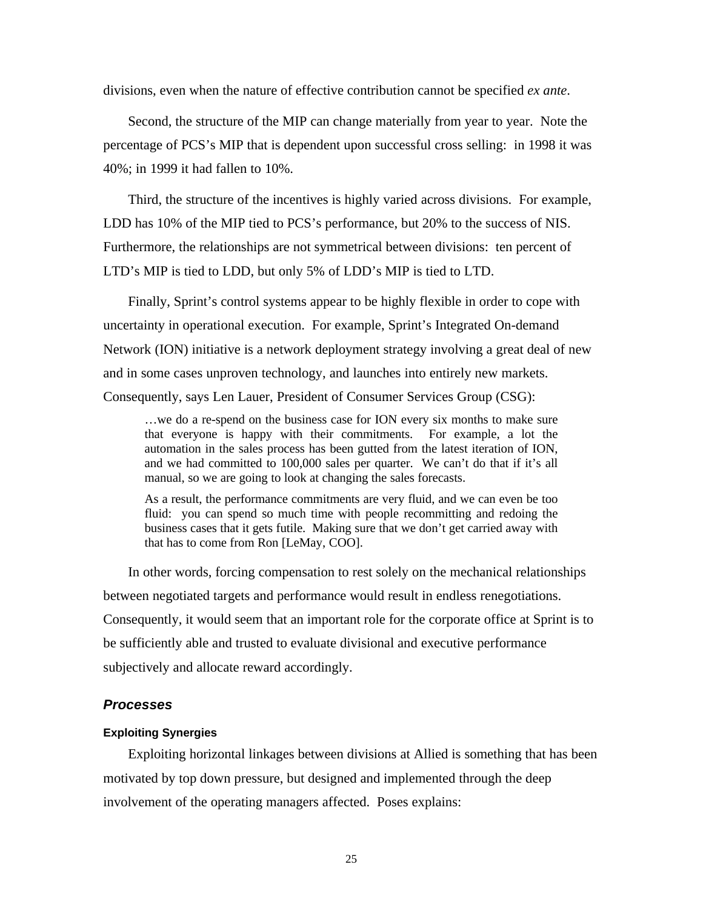divisions, even when the nature of effective contribution cannot be specified *ex ante*.

Second, the structure of the MIP can change materially from year to year. Note the percentage of PCS's MIP that is dependent upon successful cross selling: in 1998 it was 40%; in 1999 it had fallen to 10%.

Third, the structure of the incentives is highly varied across divisions. For example, LDD has 10% of the MIP tied to PCS's performance, but 20% to the success of NIS. Furthermore, the relationships are not symmetrical between divisions: ten percent of LTD's MIP is tied to LDD, but only 5% of LDD's MIP is tied to LTD.

Finally, Sprint's control systems appear to be highly flexible in order to cope with uncertainty in operational execution. For example, Sprint's Integrated On-demand Network (ION) initiative is a network deployment strategy involving a great deal of new and in some cases unproven technology, and launches into entirely new markets. Consequently, says Len Lauer, President of Consumer Services Group (CSG):

> …we do a re-spend on the business case for ION every six months to make sure that everyone is happy with their commitments. For example, a lot the automation in the sales process has been gutted from the latest iteration of ION, and we had committed to 100,000 sales per quarter. We can't do that if it's all manual, so we are going to look at changing the sales forecasts.
>
> As a result, the performance commitments are very fluid, and we can even be too fluid: you can spend so much time with people recommitting and redoing the business cases that it gets futile. Making sure that we don't get carried away with that has to come from Ron [LeMay, COO].

In other words, forcing compensation to rest solely on the mechanical relationships between negotiated targets and performance would result in endless renegotiations. Consequently, it would seem that an important role for the corporate office at Sprint is to be sufficiently able and trusted to evaluate divisional and executive performance subjectively and allocate reward accordingly.

## *Processes*

#### Exploiting Synergies

Exploiting horizontal linkages between divisions at Allied is something that has been motivated by top down pressure, but designed and implemented through the deep involvement of the operating managers affected. Poses explains: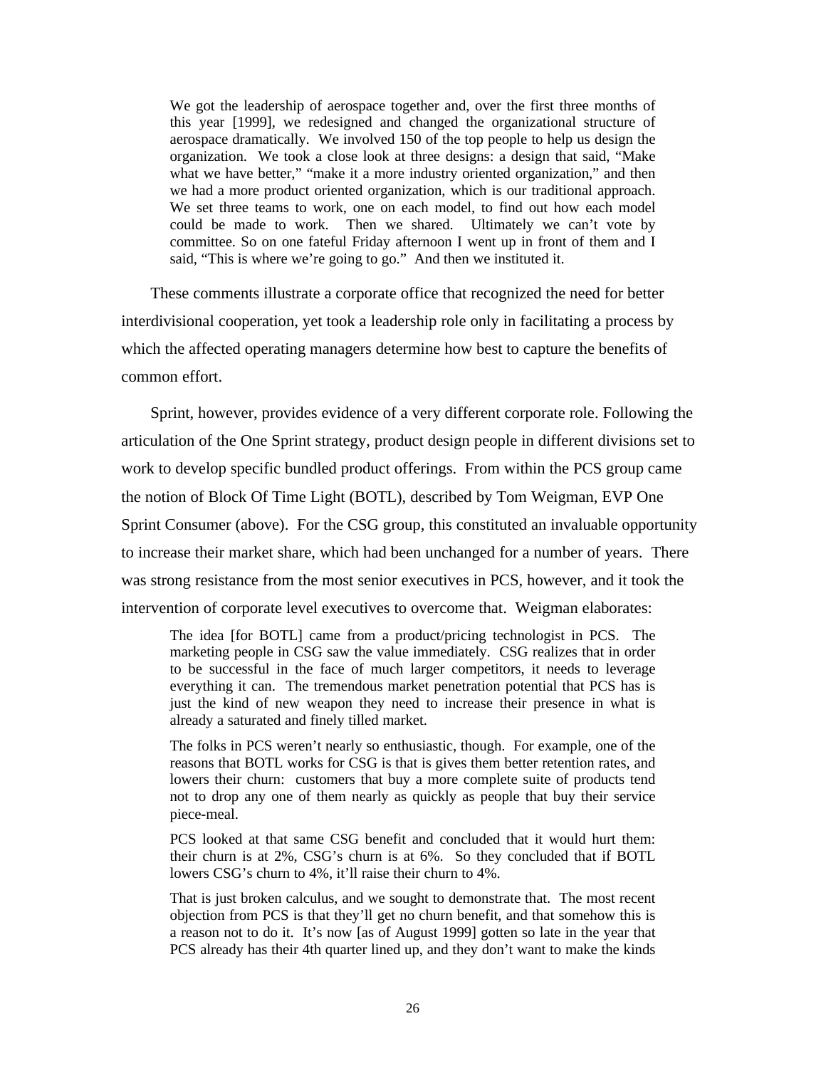> We got the leadership of aerospace together and, over the first three months of this year [1999], we redesigned and changed the organizational structure of aerospace dramatically. We involved 150 of the top people to help us design the organization. We took a close look at three designs: a design that said, "Make what we have better," "make it a more industry oriented organization," and then we had a more product oriented organization, which is our traditional approach. We set three teams to work, one on each model, to find out how each model could be made to work. Then we shared. Ultimately we can't vote by committee. So on one fateful Friday afternoon I went up in front of them and I said, "This is where we're going to go." And then we instituted it.

These comments illustrate a corporate office that recognized the need for better interdivisional cooperation, yet took a leadership role only in facilitating a process by which the affected operating managers determine how best to capture the benefits of common effort.

Sprint, however, provides evidence of a very different corporate role. Following the articulation of the One Sprint strategy, product design people in different divisions set to work to develop specific bundled product offerings. From within the PCS group came the notion of Block Of Time Light (BOTL), described by Tom Weigman, EVP One Sprint Consumer (above). For the CSG group, this constituted an invaluable opportunity to increase their market share, which had been unchanged for a number of years. There was strong resistance from the most senior executives in PCS, however, and it took the intervention of corporate level executives to overcome that. Weigman elaborates:

> The idea [for BOTL] came from a product/pricing technologist in PCS. The marketing people in CSG saw the value immediately. CSG realizes that in order to be successful in the face of much larger competitors, it needs to leverage everything it can. The tremendous market penetration potential that PCS has is just the kind of new weapon they need to increase their presence in what is already a saturated and finely tilled market.
>
> The folks in PCS weren't nearly so enthusiastic, though. For example, one of the reasons that BOTL works for CSG is that is gives them better retention rates, and lowers their churn: customers that buy a more complete suite of products tend not to drop any one of them nearly as quickly as people that buy their service piece-meal.
>
> PCS looked at that same CSG benefit and concluded that it would hurt them: their churn is at 2%, CSG's churn is at 6%. So they concluded that if BOTL lowers CSG's churn to 4%, it'll raise their churn to 4%.
>
> That is just broken calculus, and we sought to demonstrate that. The most recent objection from PCS is that they'll get no churn benefit, and that somehow this is a reason not to do it. It's now [as of August 1999] gotten so late in the year that PCS already has their 4th quarter lined up, and they don't want to make the kinds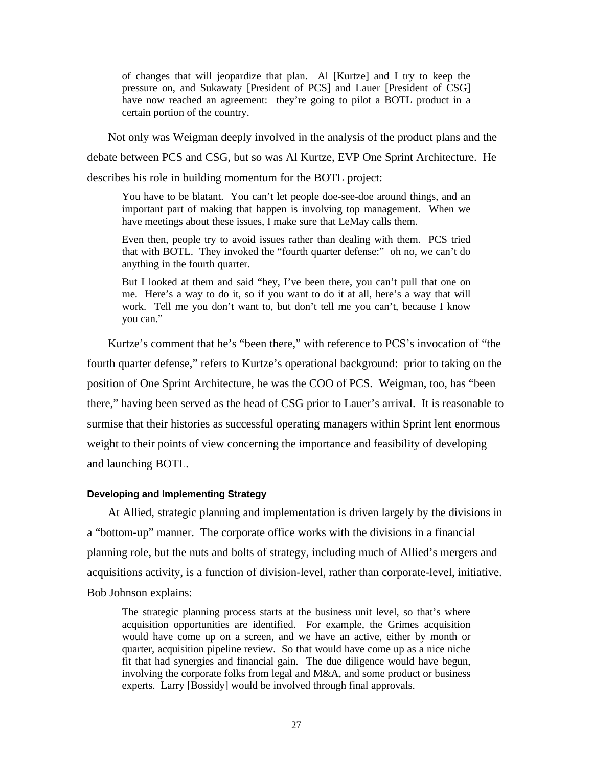> of changes that will jeopardize that plan. Al [Kurtze] and I try to keep the pressure on, and Sukawaty [President of PCS] and Lauer [President of CSG] have now reached an agreement: they're going to pilot a BOTL product in a certain portion of the country.

Not only was Weigman deeply involved in the analysis of the product plans and the debate between PCS and CSG, but so was Al Kurtze, EVP One Sprint Architecture. He describes his role in building momentum for the BOTL project:

> You have to be blatant. You can't let people doe-see-doe around things, and an important part of making that happen is involving top management. When we have meetings about these issues, I make sure that LeMay calls them.
>
> Even then, people try to avoid issues rather than dealing with them. PCS tried that with BOTL. They invoked the "fourth quarter defense:" oh no, we can't do anything in the fourth quarter.
>
> But I looked at them and said "hey, I've been there, you can't pull that one on me. Here's a way to do it, so if you want to do it at all, here's a way that will work. Tell me you don't want to, but don't tell me you can't, because I know you can."

Kurtze's comment that he's "been there," with reference to PCS's invocation of "the fourth quarter defense," refers to Kurtze's operational background: prior to taking on the position of One Sprint Architecture, he was the COO of PCS. Weigman, too, has "been there," having been served as the head of CSG prior to Lauer's arrival. It is reasonable to surmise that their histories as successful operating managers within Sprint lent enormous weight to their points of view concerning the importance and feasibility of developing and launching BOTL.

#### Developing and Implementing Strategy

At Allied, strategic planning and implementation is driven largely by the divisions in a "bottom-up" manner. The corporate office works with the divisions in a financial planning role, but the nuts and bolts of strategy, including much of Allied's mergers and acquisitions activity, is a function of division-level, rather than corporate-level, initiative. Bob Johnson explains:

> The strategic planning process starts at the business unit level, so that's where acquisition opportunities are identified. For example, the Grimes acquisition would have come up on a screen, and we have an active, either by month or quarter, acquisition pipeline review. So that would have come up as a nice niche fit that had synergies and financial gain. The due diligence would have begun, involving the corporate folks from legal and M&A, and some product or business experts. Larry [Bossidy] would be involved through final approvals.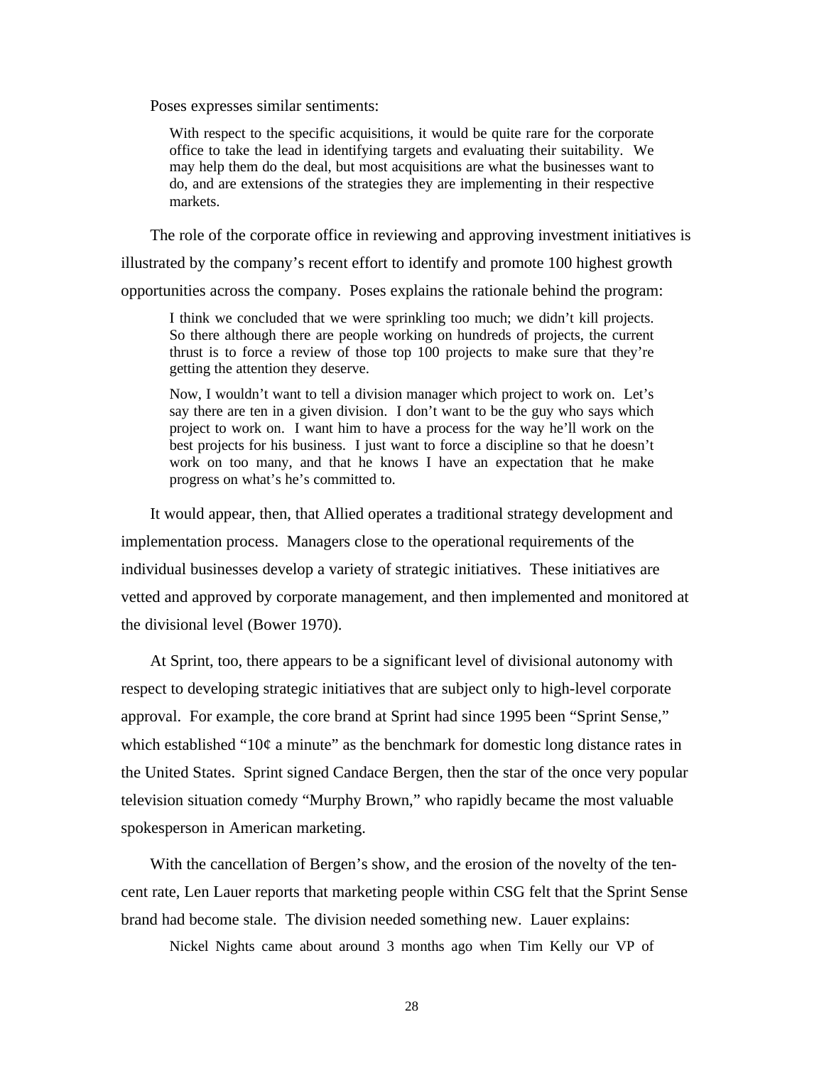Poses expresses similar sentiments:

> With respect to the specific acquisitions, it would be quite rare for the corporate office to take the lead in identifying targets and evaluating their suitability. We may help them do the deal, but most acquisitions are what the businesses want to do, and are extensions of the strategies they are implementing in their respective markets.

The role of the corporate office in reviewing and approving investment initiatives is illustrated by the company's recent effort to identify and promote 100 highest growth opportunities across the company. Poses explains the rationale behind the program:

> I think we concluded that we were sprinkling too much; we didn't kill projects. So there although there are people working on hundreds of projects, the current thrust is to force a review of those top 100 projects to make sure that they're getting the attention they deserve.
>
> Now, I wouldn't want to tell a division manager which project to work on. Let's say there are ten in a given division. I don't want to be the guy who says which project to work on. I want him to have a process for the way he'll work on the best projects for his business. I just want to force a discipline so that he doesn't work on too many, and that he knows I have an expectation that he make progress on what's he's committed to.

It would appear, then, that Allied operates a traditional strategy development and implementation process. Managers close to the operational requirements of the individual businesses develop a variety of strategic initiatives. These initiatives are vetted and approved by corporate management, and then implemented and monitored at the divisional level (Bower 1970).

At Sprint, too, there appears to be a significant level of divisional autonomy with respect to developing strategic initiatives that are subject only to high-level corporate approval. For example, the core brand at Sprint had since 1995 been "Sprint Sense," which established "10¢ a minute" as the benchmark for domestic long distance rates in the United States. Sprint signed Candace Bergen, then the star of the once very popular television situation comedy "Murphy Brown," who rapidly became the most valuable spokesperson in American marketing.

With the cancellation of Bergen's show, and the erosion of the novelty of the ten-cent rate, Len Lauer reports that marketing people within CSG felt that the Sprint Sense brand had become stale. The division needed something new. Lauer explains:

> Nickel Nights came about around 3 months ago when Tim Kelly our VP of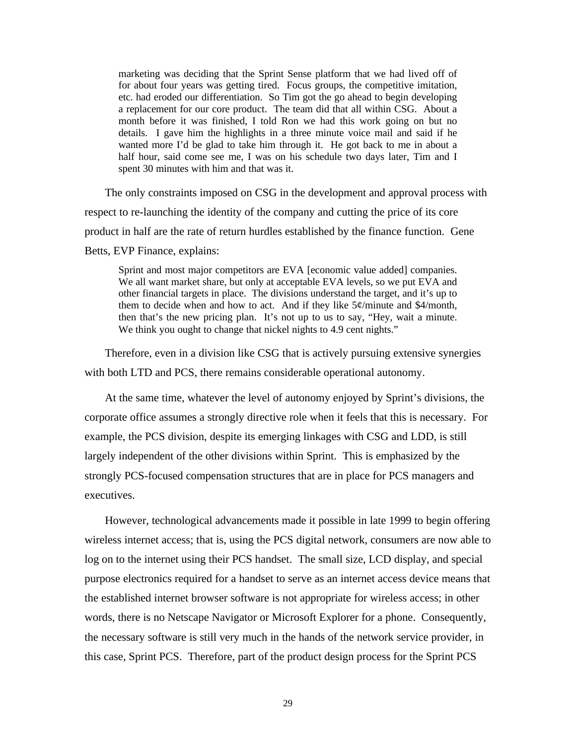> marketing was deciding that the Sprint Sense platform that we had lived off of for about four years was getting tired. Focus groups, the competitive imitation, etc. had eroded our differentiation. So Tim got the go ahead to begin developing a replacement for our core product. The team did that all within CSG. About a month before it was finished, I told Ron we had this work going on but no details. I gave him the highlights in a three minute voice mail and said if he wanted more I'd be glad to take him through it. He got back to me in about a half hour, said come see me, I was on his schedule two days later, Tim and I spent 30 minutes with him and that was it.

The only constraints imposed on CSG in the development and approval process with respect to re-launching the identity of the company and cutting the price of its core product in half are the rate of return hurdles established by the finance function. Gene Betts, EVP Finance, explains:

> Sprint and most major competitors are EVA [economic value added] companies. We all want market share, but only at acceptable EVA levels, so we put EVA and other financial targets in place. The divisions understand the target, and it's up to them to decide when and how to act. And if they like 5¢/minute and $4/month, then that's the new pricing plan. It's not up to us to say, "Hey, wait a minute. We think you ought to change that nickel nights to 4.9 cent nights."

Therefore, even in a division like CSG that is actively pursuing extensive synergies with both LTD and PCS, there remains considerable operational autonomy.

At the same time, whatever the level of autonomy enjoyed by Sprint's divisions, the corporate office assumes a strongly directive role when it feels that this is necessary. For example, the PCS division, despite its emerging linkages with CSG and LDD, is still largely independent of the other divisions within Sprint. This is emphasized by the strongly PCS-focused compensation structures that are in place for PCS managers and executives.

However, technological advancements made it possible in late 1999 to begin offering wireless internet access; that is, using the PCS digital network, consumers are now able to log on to the internet using their PCS handset. The small size, LCD display, and special purpose electronics required for a handset to serve as an internet access device means that the established internet browser software is not appropriate for wireless access; in other words, there is no Netscape Navigator or Microsoft Explorer for a phone. Consequently, the necessary software is still very much in the hands of the network service provider, in this case, Sprint PCS. Therefore, part of the product design process for the Sprint PCS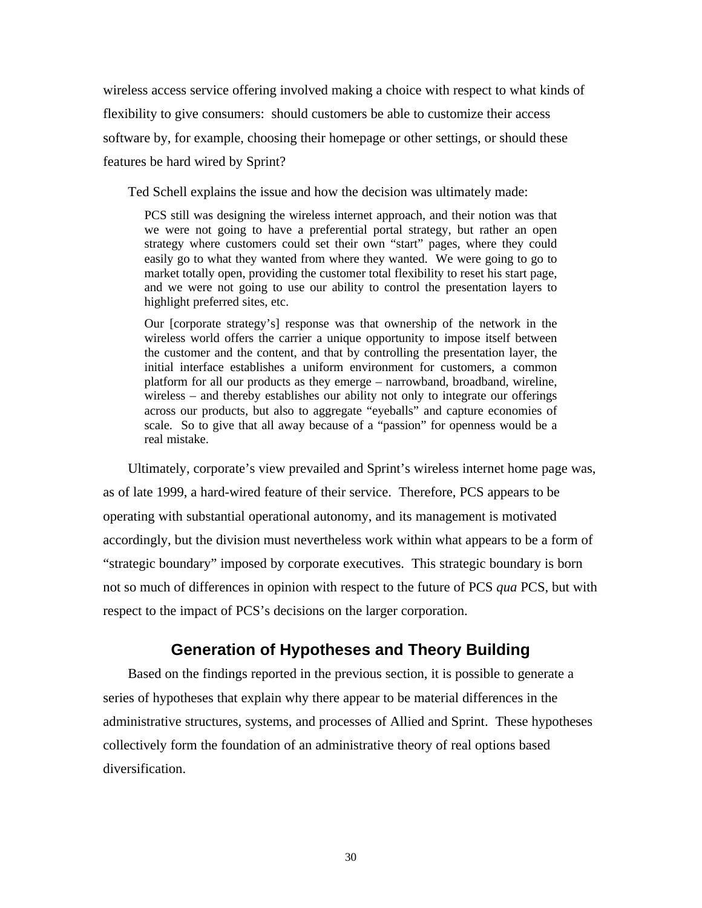wireless access service offering involved making a choice with respect to what kinds of flexibility to give consumers: should customers be able to customize their access software by, for example, choosing their homepage or other settings, or should these features be hard wired by Sprint?

Ted Schell explains the issue and how the decision was ultimately made:

> PCS still was designing the wireless internet approach, and their notion was that we were not going to have a preferential portal strategy, but rather an open strategy where customers could set their own "start" pages, where they could easily go to what they wanted from where they wanted. We were going to go to market totally open, providing the customer total flexibility to reset his start page, and we were not going to use our ability to control the presentation layers to highlight preferred sites, etc.
>
> Our [corporate strategy's] response was that ownership of the network in the wireless world offers the carrier a unique opportunity to impose itself between the customer and the content, and that by controlling the presentation layer, the initial interface establishes a uniform environment for customers, a common platform for all our products as they emerge – narrowband, broadband, wireline, wireless – and thereby establishes our ability not only to integrate our offerings across our products, but also to aggregate "eyeballs" and capture economies of scale. So to give that all away because of a "passion" for openness would be a real mistake.

Ultimately, corporate's view prevailed and Sprint's wireless internet home page was, as of late 1999, a hard-wired feature of their service. Therefore, PCS appears to be operating with substantial operational autonomy, and its management is motivated accordingly, but the division must nevertheless work within what appears to be a form of "strategic boundary" imposed by corporate executives. This strategic boundary is born not so much of differences in opinion with respect to the future of PCS *qua* PCS, but with respect to the impact of PCS's decisions on the larger corporation.

## Generation of Hypotheses and Theory Building

Based on the findings reported in the previous section, it is possible to generate a series of hypotheses that explain why there appear to be material differences in the administrative structures, systems, and processes of Allied and Sprint. These hypotheses collectively form the foundation of an administrative theory of real options based diversification.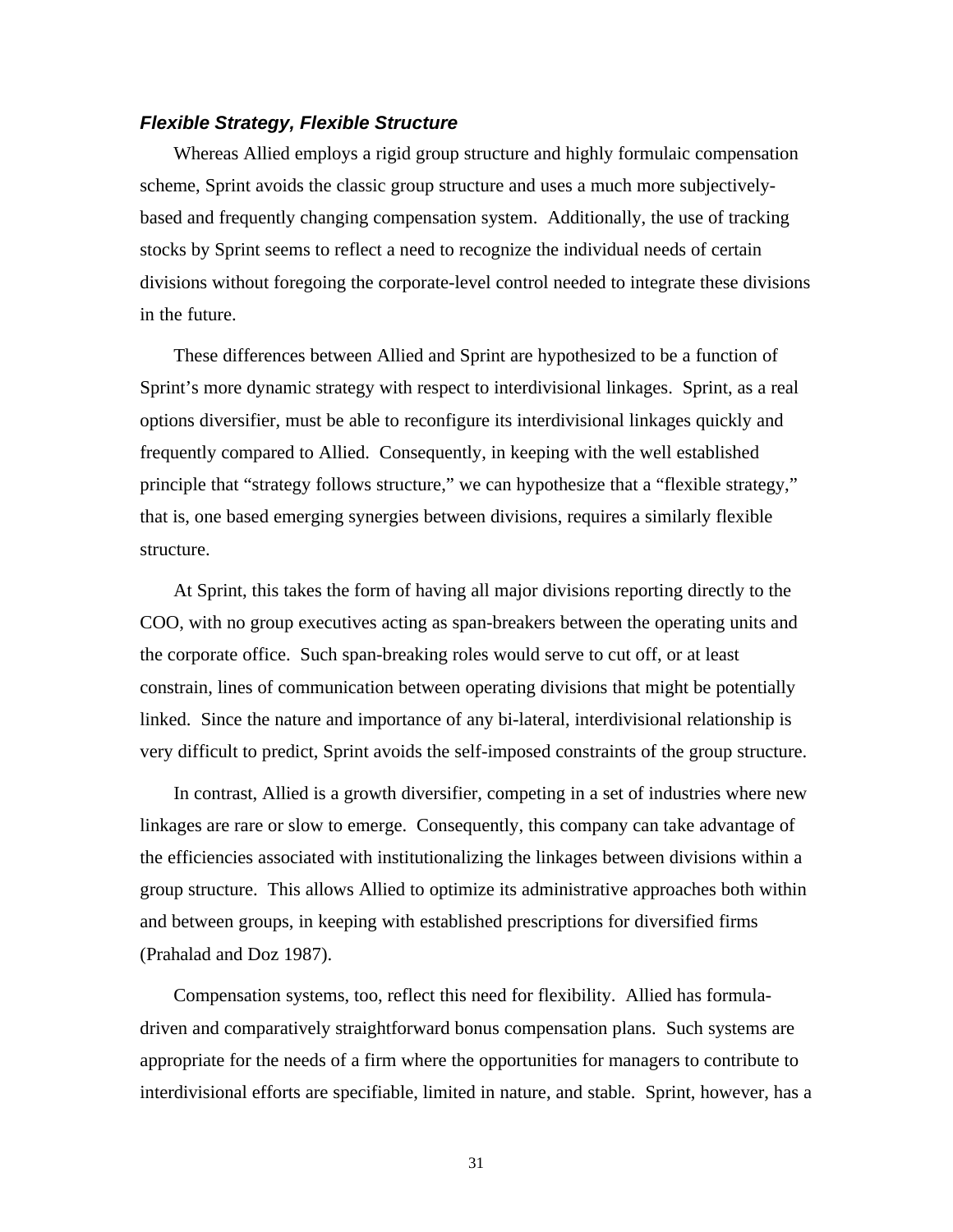### ***Flexible Strategy, Flexible Structure***

Whereas Allied employs a rigid group structure and highly formulaic compensation scheme, Sprint avoids the classic group structure and uses a much more subjectively-based and frequently changing compensation system. Additionally, the use of tracking stocks by Sprint seems to reflect a need to recognize the individual needs of certain divisions without foregoing the corporate-level control needed to integrate these divisions in the future.

These differences between Allied and Sprint are hypothesized to be a function of Sprint's more dynamic strategy with respect to interdivisional linkages. Sprint, as a real options diversifier, must be able to reconfigure its interdivisional linkages quickly and frequently compared to Allied. Consequently, in keeping with the well established principle that "strategy follows structure," we can hypothesize that a "flexible strategy," that is, one based emerging synergies between divisions, requires a similarly flexible structure.

At Sprint, this takes the form of having all major divisions reporting directly to the COO, with no group executives acting as span-breakers between the operating units and the corporate office. Such span-breaking roles would serve to cut off, or at least constrain, lines of communication between operating divisions that might be potentially linked. Since the nature and importance of any bi-lateral, interdivisional relationship is very difficult to predict, Sprint avoids the self-imposed constraints of the group structure.

In contrast, Allied is a growth diversifier, competing in a set of industries where new linkages are rare or slow to emerge. Consequently, this company can take advantage of the efficiencies associated with institutionalizing the linkages between divisions within a group structure. This allows Allied to optimize its administrative approaches both within and between groups, in keeping with established prescriptions for diversified firms (Prahalad and Doz 1987).

Compensation systems, too, reflect this need for flexibility. Allied has formula-driven and comparatively straightforward bonus compensation plans. Such systems are appropriate for the needs of a firm where the opportunities for managers to contribute to interdivisional efforts are specifiable, limited in nature, and stable. Sprint, however, has a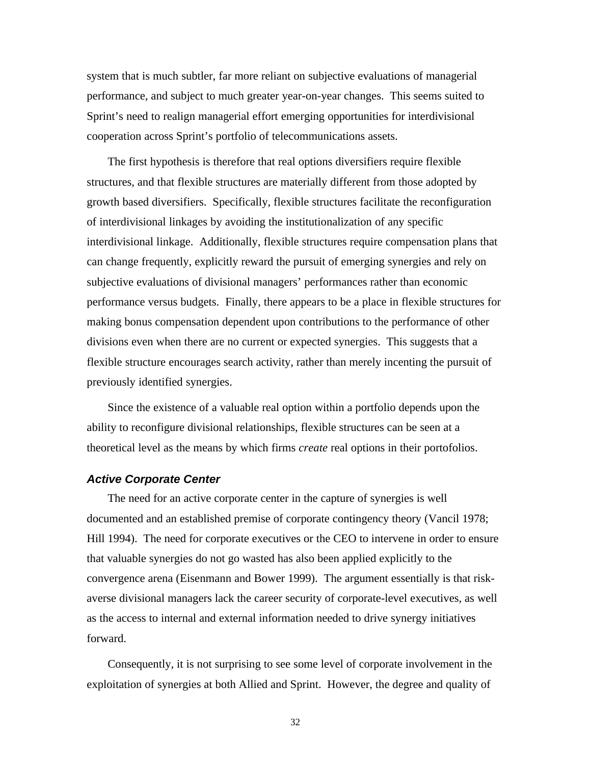system that is much subtler, far more reliant on subjective evaluations of managerial performance, and subject to much greater year-on-year changes. This seems suited to Sprint's need to realign managerial effort emerging opportunities for interdivisional cooperation across Sprint's portfolio of telecommunications assets.

The first hypothesis is therefore that real options diversifiers require flexible structures, and that flexible structures are materially different from those adopted by growth based diversifiers. Specifically, flexible structures facilitate the reconfiguration of interdivisional linkages by avoiding the institutionalization of any specific interdivisional linkage. Additionally, flexible structures require compensation plans that can change frequently, explicitly reward the pursuit of emerging synergies and rely on subjective evaluations of divisional managers' performances rather than economic performance versus budgets. Finally, there appears to be a place in flexible structures for making bonus compensation dependent upon contributions to the performance of other divisions even when there are no current or expected synergies. This suggests that a flexible structure encourages search activity, rather than merely incenting the pursuit of previously identified synergies.

Since the existence of a valuable real option within a portfolio depends upon the ability to reconfigure divisional relationships, flexible structures can be seen at a theoretical level as the means by which firms *create* real options in their portofolios.

### *Active Corporate Center*

The need for an active corporate center in the capture of synergies is well documented and an established premise of corporate contingency theory (Vancil 1978; Hill 1994). The need for corporate executives or the CEO to intervene in order to ensure that valuable synergies do not go wasted has also been applied explicitly to the convergence arena (Eisenmann and Bower 1999). The argument essentially is that risk-averse divisional managers lack the career security of corporate-level executives, as well as the access to internal and external information needed to drive synergy initiatives forward.

Consequently, it is not surprising to see some level of corporate involvement in the exploitation of synergies at both Allied and Sprint. However, the degree and quality of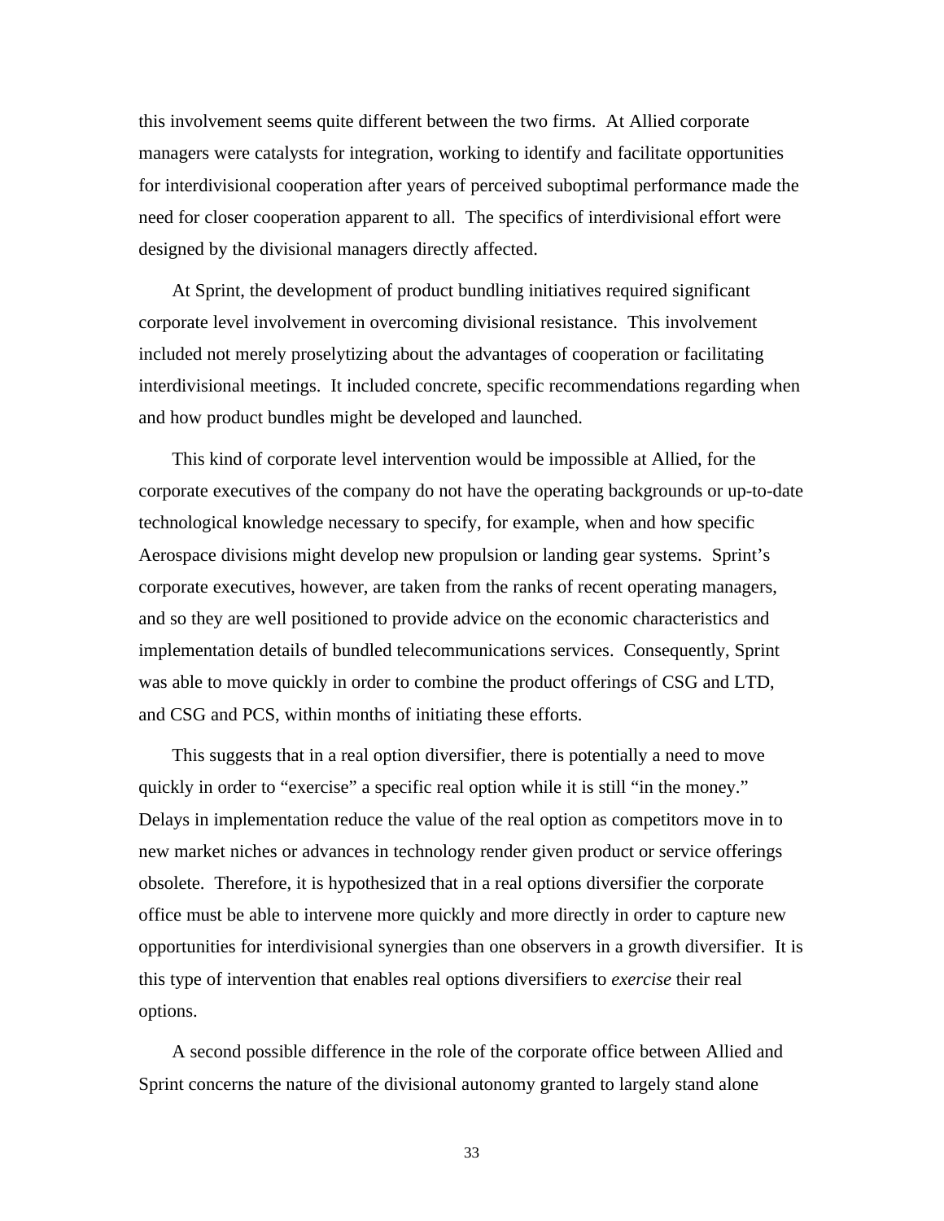this involvement seems quite different between the two firms. At Allied corporate managers were catalysts for integration, working to identify and facilitate opportunities for interdivisional cooperation after years of perceived suboptimal performance made the need for closer cooperation apparent to all. The specifics of interdivisional effort were designed by the divisional managers directly affected.

At Sprint, the development of product bundling initiatives required significant corporate level involvement in overcoming divisional resistance. This involvement included not merely proselytizing about the advantages of cooperation or facilitating interdivisional meetings. It included concrete, specific recommendations regarding when and how product bundles might be developed and launched.

This kind of corporate level intervention would be impossible at Allied, for the corporate executives of the company do not have the operating backgrounds or up-to-date technological knowledge necessary to specify, for example, when and how specific Aerospace divisions might develop new propulsion or landing gear systems. Sprint's corporate executives, however, are taken from the ranks of recent operating managers, and so they are well positioned to provide advice on the economic characteristics and implementation details of bundled telecommunications services. Consequently, Sprint was able to move quickly in order to combine the product offerings of CSG and LTD, and CSG and PCS, within months of initiating these efforts.

This suggests that in a real option diversifier, there is potentially a need to move quickly in order to "exercise" a specific real option while it is still "in the money." Delays in implementation reduce the value of the real option as competitors move in to new market niches or advances in technology render given product or service offerings obsolete. Therefore, it is hypothesized that in a real options diversifier the corporate office must be able to intervene more quickly and more directly in order to capture new opportunities for interdivisional synergies than one observers in a growth diversifier. It is this type of intervention that enables real options diversifiers to *exercise* their real options.

A second possible difference in the role of the corporate office between Allied and Sprint concerns the nature of the divisional autonomy granted to largely stand alone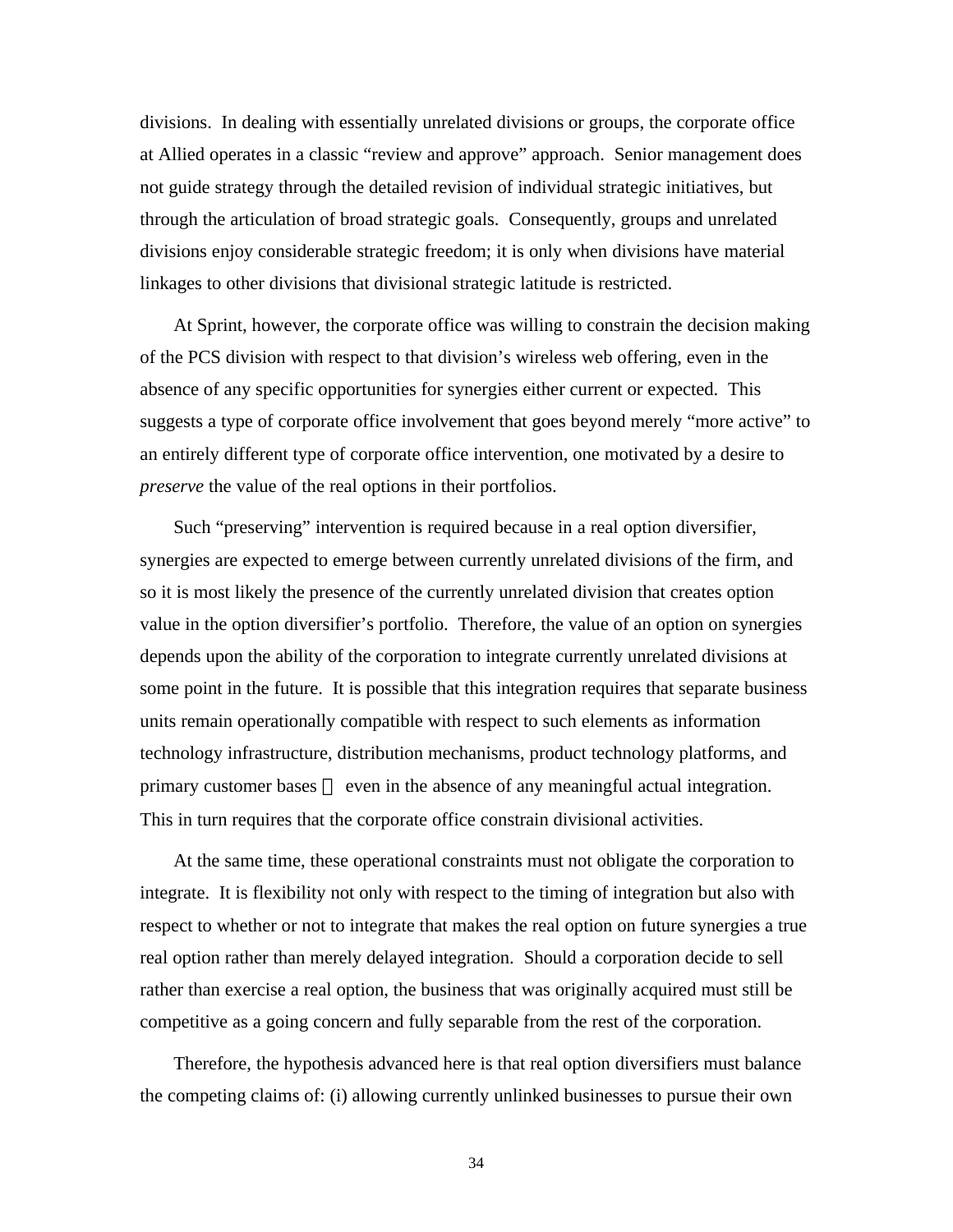divisions. In dealing with essentially unrelated divisions or groups, the corporate office at Allied operates in a classic "review and approve" approach. Senior management does not guide strategy through the detailed revision of individual strategic initiatives, but through the articulation of broad strategic goals. Consequently, groups and unrelated divisions enjoy considerable strategic freedom; it is only when divisions have material linkages to other divisions that divisional strategic latitude is restricted.

At Sprint, however, the corporate office was willing to constrain the decision making of the PCS division with respect to that division's wireless web offering, even in the absence of any specific opportunities for synergies either current or expected. This suggests a type of corporate office involvement that goes beyond merely "more active" to an entirely different type of corporate office intervention, one motivated by a desire to *preserve* the value of the real options in their portfolios.

Such "preserving" intervention is required because in a real option diversifier, synergies are expected to emerge between currently unrelated divisions of the firm, and so it is most likely the presence of the currently unrelated division that creates option value in the option diversifier's portfolio. Therefore, the value of an option on synergies depends upon the ability of the corporation to integrate currently unrelated divisions at some point in the future. It is possible that this integration requires that separate business units remain operationally compatible with respect to such elements as information technology infrastructure, distribution mechanisms, product technology platforms, and primary customer bases — even in the absence of any meaningful actual integration. This in turn requires that the corporate office constrain divisional activities.

At the same time, these operational constraints must not obligate the corporation to integrate. It is flexibility not only with respect to the timing of integration but also with respect to whether or not to integrate that makes the real option on future synergies a true real option rather than merely delayed integration. Should a corporation decide to sell rather than exercise a real option, the business that was originally acquired must still be competitive as a going concern and fully separable from the rest of the corporation.

Therefore, the hypothesis advanced here is that real option diversifiers must balance the competing claims of: (i) allowing currently unlinked businesses to pursue their own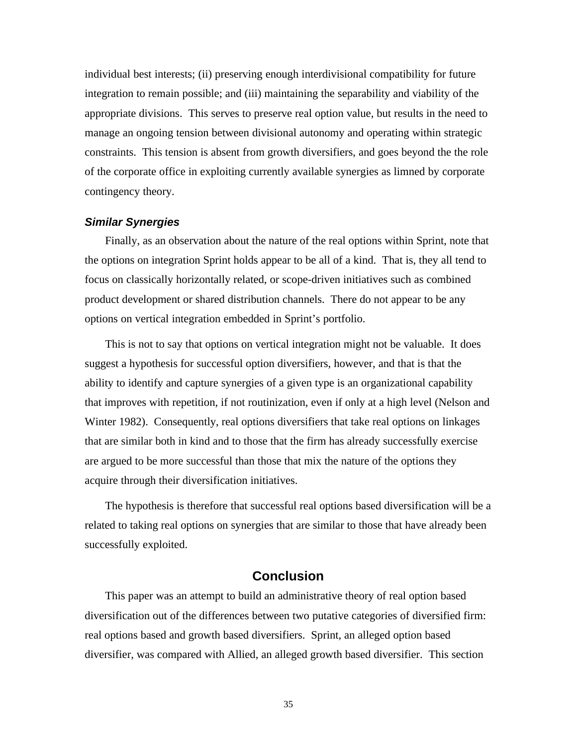individual best interests; (ii) preserving enough interdivisional compatibility for future integration to remain possible; and (iii) maintaining the separability and viability of the appropriate divisions. This serves to preserve real option value, but results in the need to manage an ongoing tension between divisional autonomy and operating within strategic constraints. This tension is absent from growth diversifiers, and goes beyond the the role of the corporate office in exploiting currently available synergies as limned by corporate contingency theory.

### *Similar Synergies*

Finally, as an observation about the nature of the real options within Sprint, note that the options on integration Sprint holds appear to be all of a kind. That is, they all tend to focus on classically horizontally related, or scope-driven initiatives such as combined product development or shared distribution channels. There do not appear to be any options on vertical integration embedded in Sprint's portfolio.

This is not to say that options on vertical integration might not be valuable. It does suggest a hypothesis for successful option diversifiers, however, and that is that the ability to identify and capture synergies of a given type is an organizational capability that improves with repetition, if not routinization, even if only at a high level (Nelson and Winter 1982). Consequently, real options diversifiers that take real options on linkages that are similar both in kind and to those that the firm has already successfully exercise are argued to be more successful than those that mix the nature of the options they acquire through their diversification initiatives.

The hypothesis is therefore that successful real options based diversification will be a related to taking real options on synergies that are similar to those that have already been successfully exploited.

## Conclusion

This paper was an attempt to build an administrative theory of real option based diversification out of the differences between two putative categories of diversified firm: real options based and growth based diversifiers. Sprint, an alleged option based diversifier, was compared with Allied, an alleged growth based diversifier. This section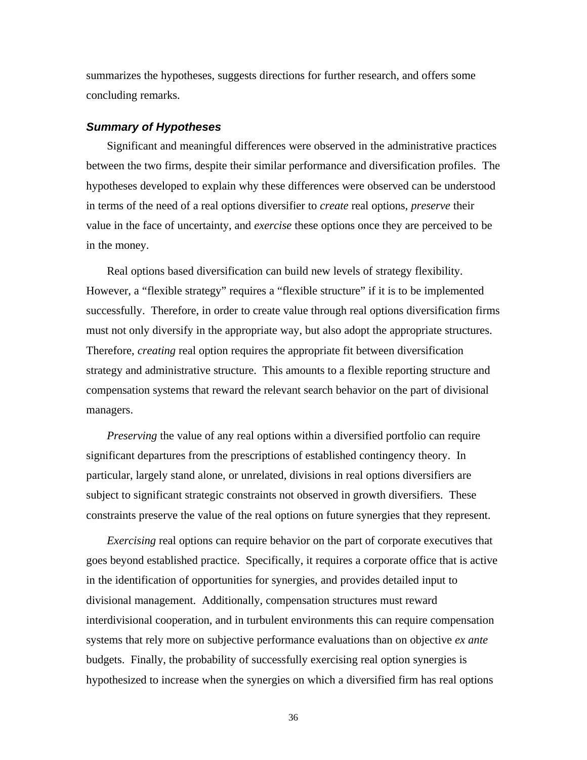summarizes the hypotheses, suggests directions for further research, and offers some concluding remarks.

### *Summary of Hypotheses*

Significant and meaningful differences were observed in the administrative practices between the two firms, despite their similar performance and diversification profiles. The hypotheses developed to explain why these differences were observed can be understood in terms of the need of a real options diversifier to *create* real options, *preserve* their value in the face of uncertainty, and *exercise* these options once they are perceived to be in the money.

Real options based diversification can build new levels of strategy flexibility. However, a "flexible strategy" requires a "flexible structure" if it is to be implemented successfully. Therefore, in order to create value through real options diversification firms must not only diversify in the appropriate way, but also adopt the appropriate structures. Therefore, *creating* real option requires the appropriate fit between diversification strategy and administrative structure. This amounts to a flexible reporting structure and compensation systems that reward the relevant search behavior on the part of divisional managers.

*Preserving* the value of any real options within a diversified portfolio can require significant departures from the prescriptions of established contingency theory. In particular, largely stand alone, or unrelated, divisions in real options diversifiers are subject to significant strategic constraints not observed in growth diversifiers. These constraints preserve the value of the real options on future synergies that they represent.

*Exercising* real options can require behavior on the part of corporate executives that goes beyond established practice. Specifically, it requires a corporate office that is active in the identification of opportunities for synergies, and provides detailed input to divisional management. Additionally, compensation structures must reward interdivisional cooperation, and in turbulent environments this can require compensation systems that rely more on subjective performance evaluations than on objective *ex ante* budgets. Finally, the probability of successfully exercising real option synergies is hypothesized to increase when the synergies on which a diversified firm has real options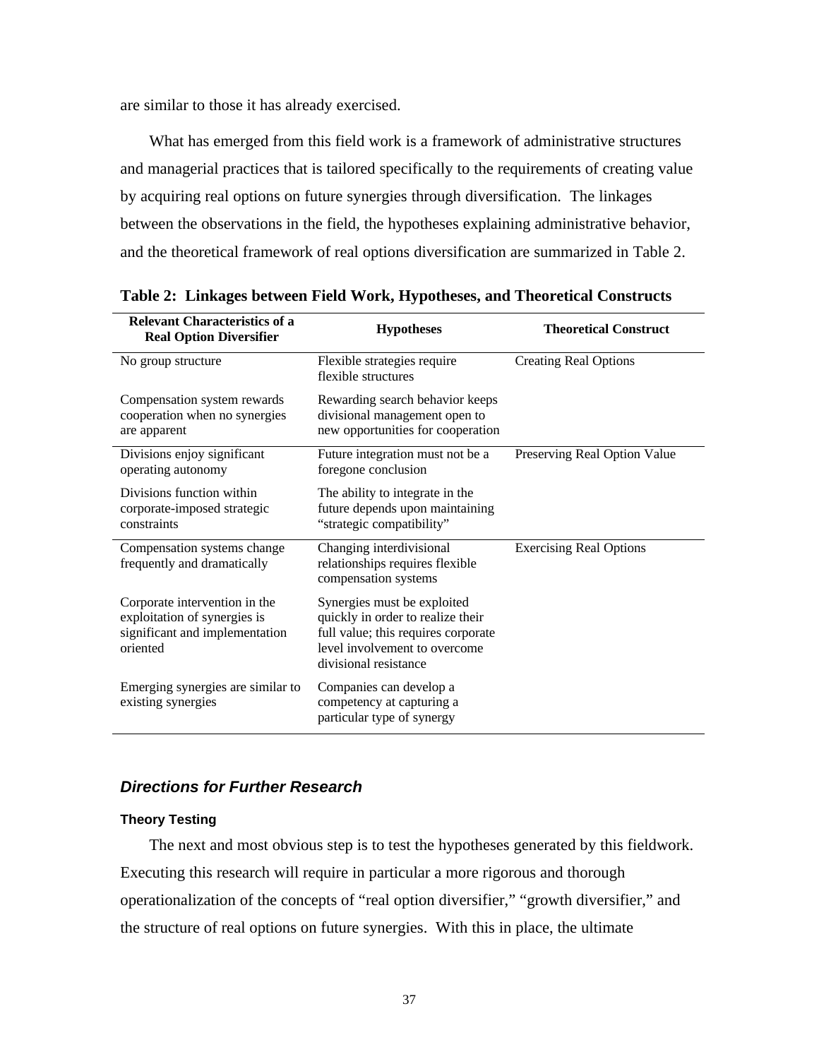are similar to those it has already exercised.

What has emerged from this field work is a framework of administrative structures and managerial practices that is tailored specifically to the requirements of creating value by acquiring real options on future synergies through diversification. The linkages between the observations in the field, the hypotheses explaining administrative behavior, and the theoretical framework of real options diversification are summarized in Table 2.

**Table 2: Linkages between Field Work, Hypotheses, and Theoretical Constructs**

| Relevant Characteristics of a Real Option Diversifier | Hypotheses | Theoretical Construct |
|---|---|---|
| No group structure | Flexible strategies require flexible structures | Creating Real Options |
| Compensation system rewards cooperation when no synergies are apparent | Rewarding search behavior keeps divisional management open to new opportunities for cooperation | |
| Divisions enjoy significant operating autonomy | Future integration must not be a foregone conclusion | Preserving Real Option Value |
| Divisions function within corporate-imposed strategic constraints | The ability to integrate in the future depends upon maintaining "strategic compatibility" | |
| Compensation systems change frequently and dramatically | Changing interdivisional relationships requires flexible compensation systems | Exercising Real Options |
| Corporate intervention in the exploitation of synergies is significant and implementation oriented | Synergies must be exploited quickly in order to realize their full value; this requires corporate level involvement to overcome divisional resistance | |
| Emerging synergies are similar to existing synergies | Companies can develop a competency at capturing a particular type of synergy | |

## *Directions for Further Research*

### Theory Testing

The next and most obvious step is to test the hypotheses generated by this fieldwork. Executing this research will require in particular a more rigorous and thorough operationalization of the concepts of "real option diversifier," "growth diversifier," and the structure of real options on future synergies. With this in place, the ultimate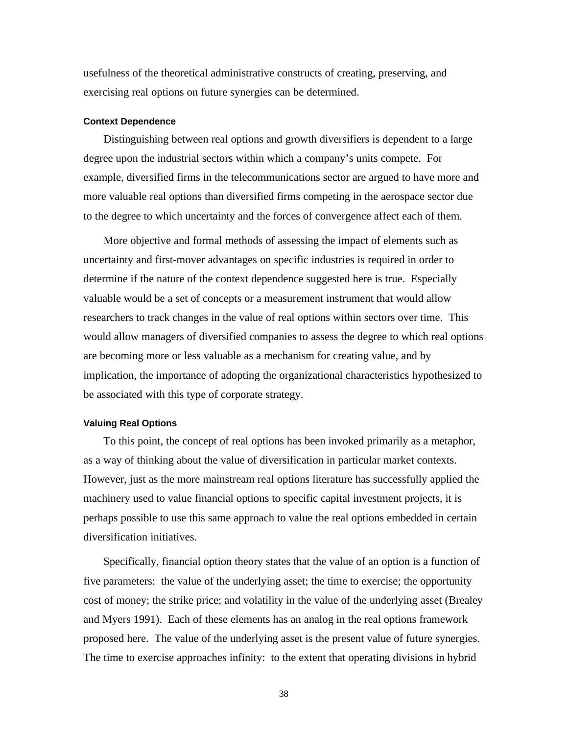usefulness of the theoretical administrative constructs of creating, preserving, and exercising real options on future synergies can be determined.

### Context Dependence

Distinguishing between real options and growth diversifiers is dependent to a large degree upon the industrial sectors within which a company's units compete. For example, diversified firms in the telecommunications sector are argued to have more and more valuable real options than diversified firms competing in the aerospace sector due to the degree to which uncertainty and the forces of convergence affect each of them.

More objective and formal methods of assessing the impact of elements such as uncertainty and first-mover advantages on specific industries is required in order to determine if the nature of the context dependence suggested here is true. Especially valuable would be a set of concepts or a measurement instrument that would allow researchers to track changes in the value of real options within sectors over time. This would allow managers of diversified companies to assess the degree to which real options are becoming more or less valuable as a mechanism for creating value, and by implication, the importance of adopting the organizational characteristics hypothesized to be associated with this type of corporate strategy.

### Valuing Real Options

To this point, the concept of real options has been invoked primarily as a metaphor, as a way of thinking about the value of diversification in particular market contexts. However, just as the more mainstream real options literature has successfully applied the machinery used to value financial options to specific capital investment projects, it is perhaps possible to use this same approach to value the real options embedded in certain diversification initiatives.

Specifically, financial option theory states that the value of an option is a function of five parameters: the value of the underlying asset; the time to exercise; the opportunity cost of money; the strike price; and volatility in the value of the underlying asset (Brealey and Myers 1991). Each of these elements has an analog in the real options framework proposed here. The value of the underlying asset is the present value of future synergies. The time to exercise approaches infinity: to the extent that operating divisions in hybrid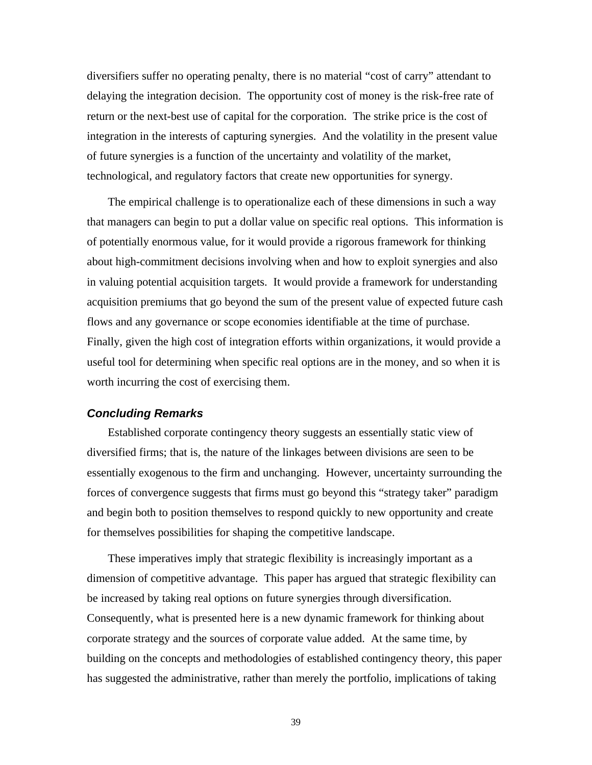diversifiers suffer no operating penalty, there is no material "cost of carry" attendant to delaying the integration decision. The opportunity cost of money is the risk-free rate of return or the next-best use of capital for the corporation. The strike price is the cost of integration in the interests of capturing synergies. And the volatility in the present value of future synergies is a function of the uncertainty and volatility of the market, technological, and regulatory factors that create new opportunities for synergy.

The empirical challenge is to operationalize each of these dimensions in such a way that managers can begin to put a dollar value on specific real options. This information is of potentially enormous value, for it would provide a rigorous framework for thinking about high-commitment decisions involving when and how to exploit synergies and also in valuing potential acquisition targets. It would provide a framework for understanding acquisition premiums that go beyond the sum of the present value of expected future cash flows and any governance or scope economies identifiable at the time of purchase. Finally, given the high cost of integration efforts within organizations, it would provide a useful tool for determining when specific real options are in the money, and so when it is worth incurring the cost of exercising them.

### *Concluding Remarks*

Established corporate contingency theory suggests an essentially static view of diversified firms; that is, the nature of the linkages between divisions are seen to be essentially exogenous to the firm and unchanging. However, uncertainty surrounding the forces of convergence suggests that firms must go beyond this "strategy taker" paradigm and begin both to position themselves to respond quickly to new opportunity and create for themselves possibilities for shaping the competitive landscape.

These imperatives imply that strategic flexibility is increasingly important as a dimension of competitive advantage. This paper has argued that strategic flexibility can be increased by taking real options on future synergies through diversification. Consequently, what is presented here is a new dynamic framework for thinking about corporate strategy and the sources of corporate value added. At the same time, by building on the concepts and methodologies of established contingency theory, this paper has suggested the administrative, rather than merely the portfolio, implications of taking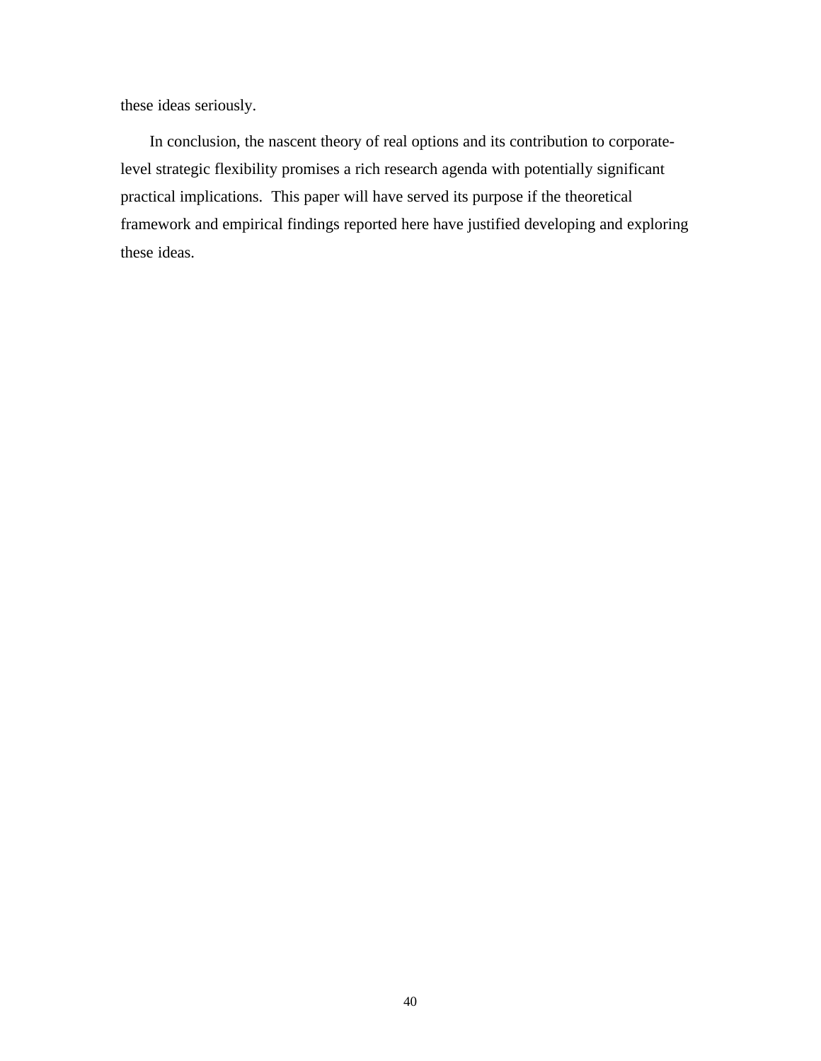these ideas seriously.

In conclusion, the nascent theory of real options and its contribution to corporate-level strategic flexibility promises a rich research agenda with potentially significant practical implications. This paper will have served its purpose if the theoretical framework and empirical findings reported here have justified developing and exploring these ideas.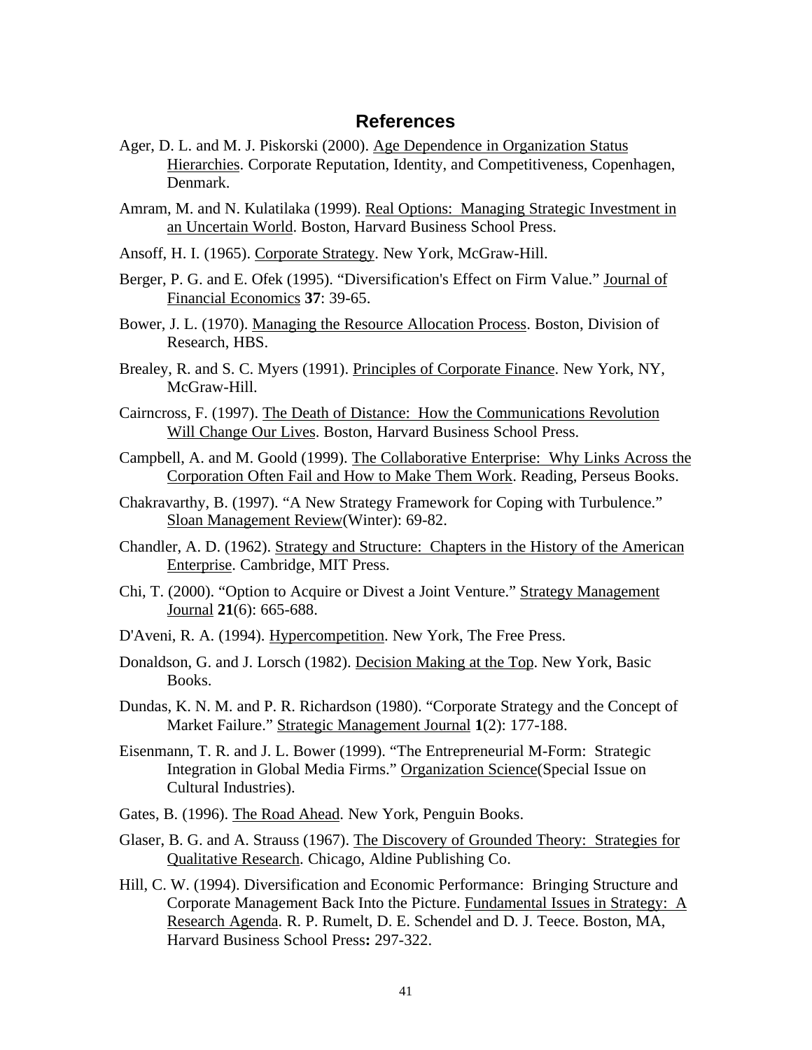## References

Ager, D. L. and M. J. Piskorski (2000). Age Dependence in Organization Status Hierarchies. Corporate Reputation, Identity, and Competitiveness, Copenhagen, Denmark.

Amram, M. and N. Kulatilaka (1999). Real Options: Managing Strategic Investment in an Uncertain World. Boston, Harvard Business School Press.

Ansoff, H. I. (1965). Corporate Strategy. New York, McGraw-Hill.

Berger, P. G. and E. Ofek (1995). "Diversification's Effect on Firm Value." Journal of Financial Economics **37**: 39-65.

Bower, J. L. (1970). Managing the Resource Allocation Process. Boston, Division of Research, HBS.

Brealey, R. and S. C. Myers (1991). Principles of Corporate Finance. New York, NY, McGraw-Hill.

Cairncross, F. (1997). The Death of Distance: How the Communications Revolution Will Change Our Lives. Boston, Harvard Business School Press.

Campbell, A. and M. Goold (1999). The Collaborative Enterprise: Why Links Across the Corporation Often Fail and How to Make Them Work. Reading, Perseus Books.

Chakravarthy, B. (1997). "A New Strategy Framework for Coping with Turbulence." Sloan Management Review(Winter): 69-82.

Chandler, A. D. (1962). Strategy and Structure: Chapters in the History of the American Enterprise. Cambridge, MIT Press.

Chi, T. (2000). "Option to Acquire or Divest a Joint Venture." Strategy Management Journal **21**(6): 665-688.

D'Aveni, R. A. (1994). Hypercompetition. New York, The Free Press.

Donaldson, G. and J. Lorsch (1982). Decision Making at the Top. New York, Basic Books.

Dundas, K. N. M. and P. R. Richardson (1980). "Corporate Strategy and the Concept of Market Failure." Strategic Management Journal **1**(2): 177-188.

Eisenmann, T. R. and J. L. Bower (1999). "The Entrepreneurial M-Form: Strategic Integration in Global Media Firms." Organization Science(Special Issue on Cultural Industries).

Gates, B. (1996). The Road Ahead. New York, Penguin Books.

Glaser, B. G. and A. Strauss (1967). The Discovery of Grounded Theory: Strategies for Qualitative Research. Chicago, Aldine Publishing Co.

Hill, C. W. (1994). Diversification and Economic Performance: Bringing Structure and Corporate Management Back Into the Picture. Fundamental Issues in Strategy: A Research Agenda. R. P. Rumelt, D. E. Schendel and D. J. Teece. Boston, MA, Harvard Business School Press**:** 297-322.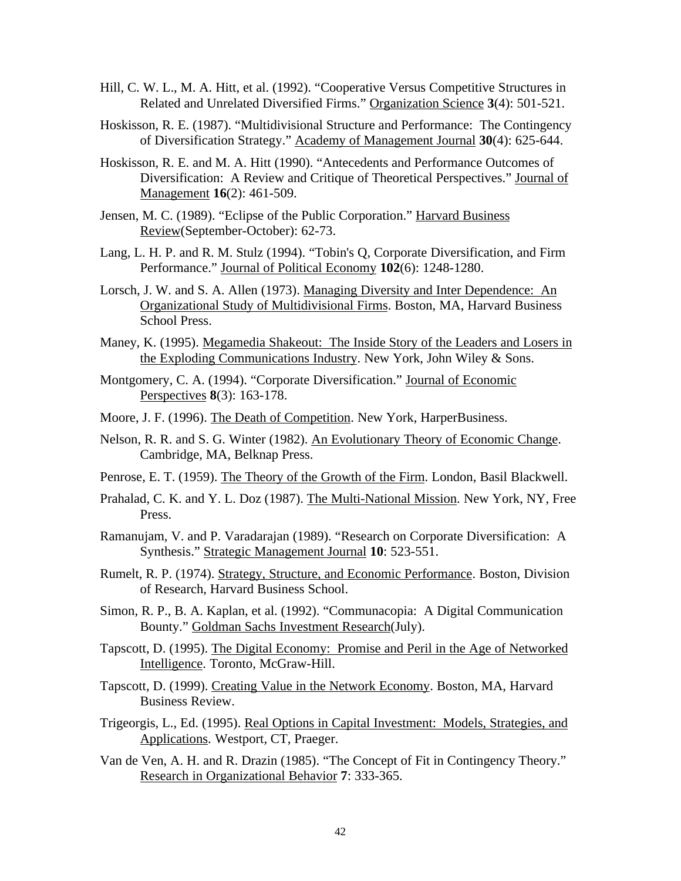Hill, C. W. L., M. A. Hitt, et al. (1992). "Cooperative Versus Competitive Structures in Related and Unrelated Diversified Firms." Organization Science **3**(4): 501-521.

Hoskisson, R. E. (1987). "Multidivisional Structure and Performance: The Contingency of Diversification Strategy." Academy of Management Journal **30**(4): 625-644.

Hoskisson, R. E. and M. A. Hitt (1990). "Antecedents and Performance Outcomes of Diversification: A Review and Critique of Theoretical Perspectives." Journal of Management **16**(2): 461-509.

Jensen, M. C. (1989). "Eclipse of the Public Corporation." Harvard Business Review(September-October): 62-73.

Lang, L. H. P. and R. M. Stulz (1994). "Tobin's Q, Corporate Diversification, and Firm Performance." Journal of Political Economy **102**(6): 1248-1280.

Lorsch, J. W. and S. A. Allen (1973). Managing Diversity and Inter Dependence: An Organizational Study of Multidivisional Firms. Boston, MA, Harvard Business School Press.

Maney, K. (1995). Megamedia Shakeout: The Inside Story of the Leaders and Losers in the Exploding Communications Industry. New York, John Wiley & Sons.

Montgomery, C. A. (1994). "Corporate Diversification." Journal of Economic Perspectives **8**(3): 163-178.

Moore, J. F. (1996). The Death of Competition. New York, HarperBusiness.

Nelson, R. R. and S. G. Winter (1982). An Evolutionary Theory of Economic Change. Cambridge, MA, Belknap Press.

Penrose, E. T. (1959). The Theory of the Growth of the Firm. London, Basil Blackwell.

Prahalad, C. K. and Y. L. Doz (1987). The Multi-National Mission. New York, NY, Free Press.

Ramanujam, V. and P. Varadarajan (1989). "Research on Corporate Diversification: A Synthesis." Strategic Management Journal **10**: 523-551.

Rumelt, R. P. (1974). Strategy, Structure, and Economic Performance. Boston, Division of Research, Harvard Business School.

Simon, R. P., B. A. Kaplan, et al. (1992). "Communacopia: A Digital Communication Bounty." Goldman Sachs Investment Research(July).

Tapscott, D. (1995). The Digital Economy: Promise and Peril in the Age of Networked Intelligence. Toronto, McGraw-Hill.

Tapscott, D. (1999). Creating Value in the Network Economy. Boston, MA, Harvard Business Review.

Trigeorgis, L., Ed. (1995). Real Options in Capital Investment: Models, Strategies, and Applications. Westport, CT, Praeger.

Van de Ven, A. H. and R. Drazin (1985). "The Concept of Fit in Contingency Theory." Research in Organizational Behavior **7**: 333-365.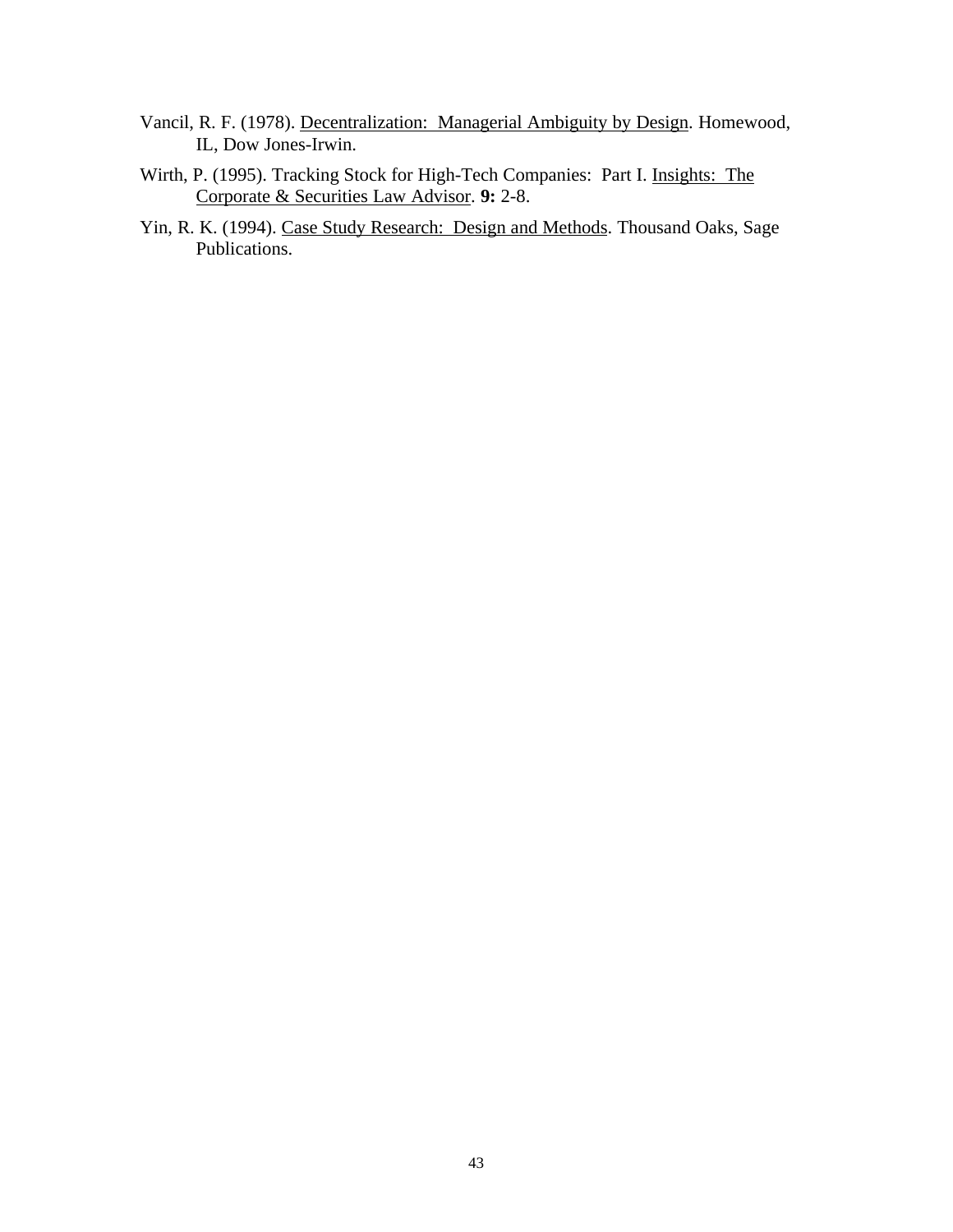Vancil, R. F. (1978). Decentralization: Managerial Ambiguity by Design. Homewood, IL, Dow Jones-Irwin.

Wirth, P. (1995). Tracking Stock for High-Tech Companies: Part I. Insights: The Corporate & Securities Law Advisor. **9:** 2-8.

Yin, R. K. (1994). Case Study Research: Design and Methods. Thousand Oaks, Sage Publications.